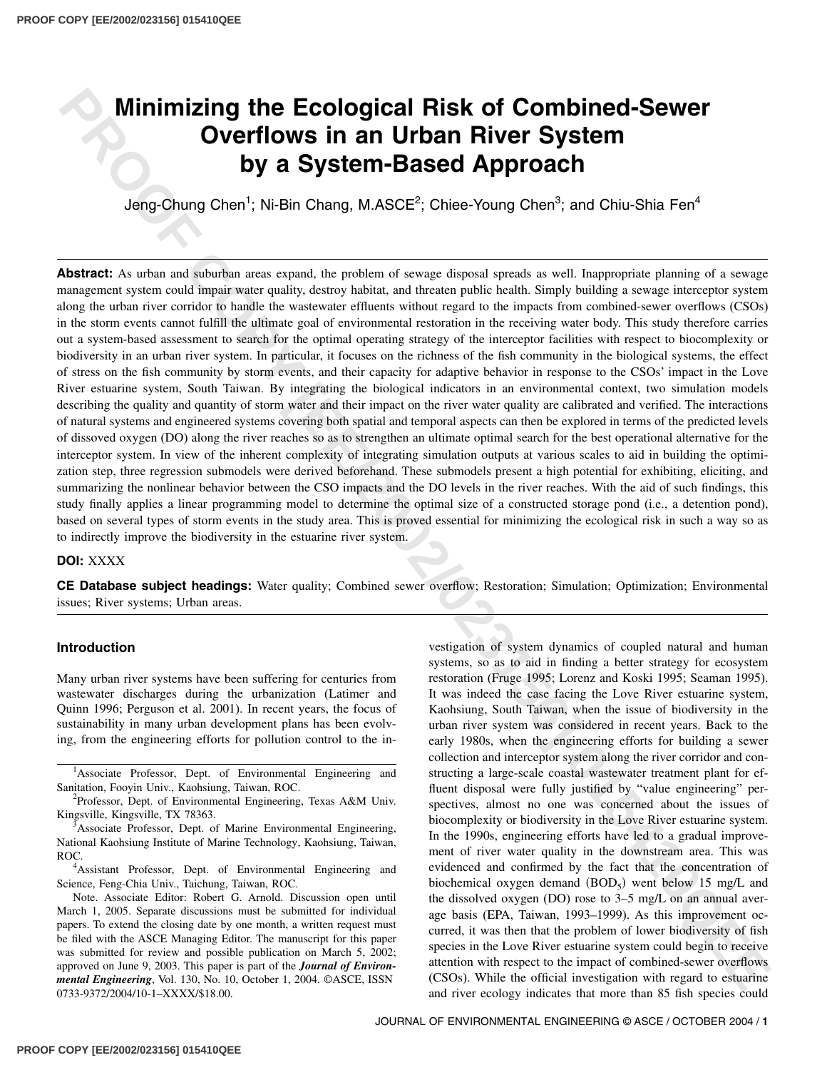# Minimizing the Ecological Risk of Combined-Sewer Overflows in an Urban River System by a System-Based Approach

Jeng-Chung Chen[1]; Ni-Bin Chang, M.ASCE[2]; Chiee-Young Chen[3]; and Chiu-Shia Fen[4]

**Abstract:** As urban and suburban areas expand, the problem of sewage disposal spreads as well. Inappropriate planning of a sewage management system could impair water quality, destroy habitat, and threaten public health. Simply building a sewage interceptor system along the urban river corridor to handle the wastewater effluents without regard to the impacts from combined-sewer overflows (CSOs) in the storm events cannot fulfill the ultimate goal of environmental restoration in the receiving water body. This study therefore carries out a system-based assessment to search for the optimal operating strategy of the interceptor facilities with respect to biocomplexity or biodiversity in an urban river system. In particular, it focuses on the richness of the fish community in the biological systems, the effect of stress on the fish community by storm events, and their capacity for adaptive behavior in response to the CSOs' impact in the Love River estuarine system, South Taiwan. By integrating the biological indicators in an environmental context, two simulation models describing the quality and quantity of storm water and their impact on the river water quality are calibrated and verified. The interactions of natural systems and engineered systems covering both spatial and temporal aspects can then be explored in terms of the predicted levels of dissoved oxygen (DO) along the river reaches so as to strengthen an ultimate optimal search for the best operational alternative for the interceptor system. In view of the inherent complexity of integrating simulation outputs at various scales to aid in building the optimization step, three regression submodels were derived beforehand. These submodels present a high potential for exhibiting, eliciting, and summarizing the nonlinear behavior between the CSO impacts and the DO levels in the river reaches. With the aid of such findings, this study finally applies a linear programming model to determine the optimal size of a constructed storage pond (i.e., a detention pond), based on several types of storm events in the study area. This is proved essential for minimizing the ecological risk in such a way so as to indirectly improve the biodiversity in the estuarine river system.

**DOI:** XXXX

**CE Database subject headings:** Water quality; Combined sewer overflow; Restoration; Simulation; Optimization; Environmental issues; River systems; Urban areas.

## Introduction

Many urban river systems have been suffering for centuries from wastewater discharges during the urbanization (Latimer and Quinn 1996; Perguson et al. 2001). In recent years, the focus of sustainability in many urban development plans has been evolving, from the engineering efforts for pollution control to the investigation of system dynamics of coupled natural and human systems, so as to aid in finding a better strategy for ecosystem restoration (Fruge 1995; Lorenz and Koski 1995; Seaman 1995). It was indeed the case facing the Love River estuarine system, Kaohsiung, South Taiwan, when the issue of biodiversity in the urban river system was considered in recent years. Back to the early 1980s, when the engineering efforts for building a sewer collection and interceptor system along the river corridor and constructing a large-scale coastal wastewater treatment plant for effluent disposal were fully justified by "value engineering" perspectives, almost no one was concerned about the issues of biocomplexity or biodiversity in the Love River estuarine system. In the 1990s, engineering efforts have led to a gradual improvement of river water quality in the downstream area. This was evidenced and confirmed by the fact that the concentration of biochemical oxygen demand ($BOD_5$) went below 15 mg/L and the dissolved oxygen (DO) rose to 3–5 mg/L on an annual average basis (EPA, Taiwan, 1993–1999). As this improvement occurred, it was then that the problem of lower biodiversity of fish species in the Love River estuarine system could begin to receive attention with respect to the impact of combined-sewer overflows (CSOs). While the official investigation with regard to estuarine and river ecology indicates that more than 85 fish species could

[1]Associate Professor, Dept. of Environmental Engineering and Sanitation, Fooyin Univ., Kaohsiung, Taiwan, ROC.

[2]Professor, Dept. of Environmental Engineering, Texas A&M Univ. Kingsville, Kingsville, TX 78363.

[3]Associate Professor, Dept. of Marine Environmental Engineering, National Kaohsiung Institute of Marine Technology, Kaohsiung, Taiwan, ROC.

[4]Assistant Professor, Dept. of Environmental Engineering and Science, Feng-Chia Univ., Taichung, Taiwan, ROC.

Note. Associate Editor: Robert G. Arnold. Discussion open until March 1, 2005. Separate discussions must be submitted for individual papers. To extend the closing date by one month, a written request must be filed with the ASCE Managing Editor. The manuscript for this paper was submitted for review and possible publication on March 5, 2002; approved on June 9, 2003. This paper is part of the ***Journal of Environmental Engineering***, Vol. 130, No. 10, October 1, 2004. ©ASCE, ISSN 0733-9372/2004/10-1–XXXX/$18.00.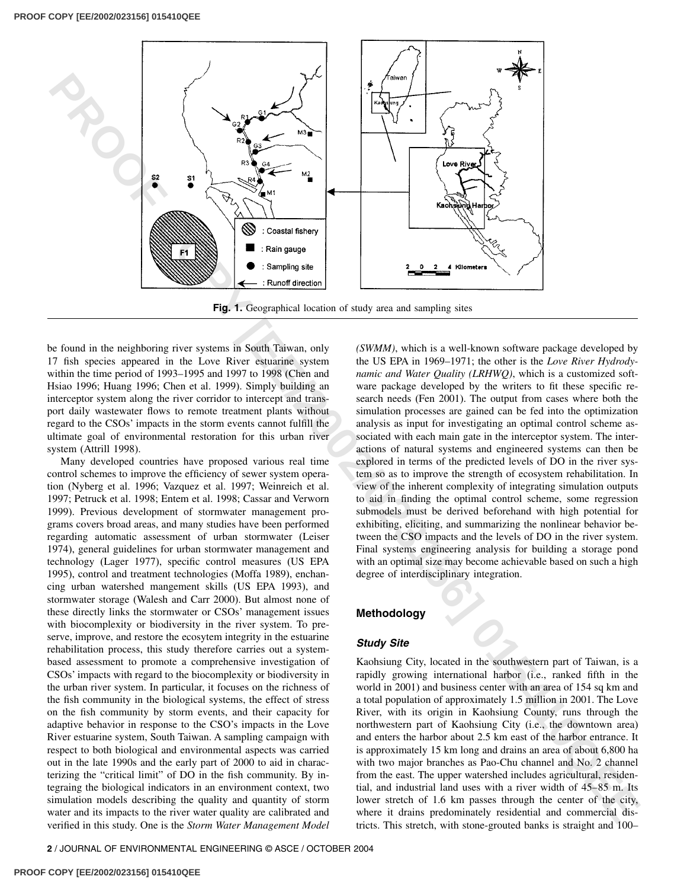: Coastal fishery

: Rain gauge

: Sampling site

: Runoff direction

F1

S2

S1

R1

G1

G2

R2

G3

R3

G4

R4

M1

M2

M3

Taiwan

Kaohsiung

Love River

Kaohsiung Harbor

2 0 2 4 Kilometers

N

W

E

S

**Fig. 1.** Geographical location of study area and sampling sites

be found in the neighboring river systems in South Taiwan, only 17 fish species appeared in the Love River estuarine system within the time period of 1993–1995 and 1997 to 1998 (Chen and Hsiao 1996; Huang 1996; Chen et al. 1999). Simply building an interceptor system along the river corridor to intercept and transport daily wastewater flows to remote treatment plants without regard to the CSOs' impacts in the storm events cannot fulfill the ultimate goal of environmental restoration for this urban river system (Attrill 1998).

Many developed countries have proposed various real time control schemes to improve the efficiency of sewer system operation (Nyberg et al. 1996; Vazquez et al. 1997; Weinreich et al. 1997; Petruck et al. 1998; Entem et al. 1998; Cassar and Verworn 1999). Previous development of stormwater management programs covers broad areas, and many studies have been performed regarding automatic assessment of urban stormwater (Leiser 1974), general guidelines for urban stormwater management and technology (Lager 1977), specific control measures (US EPA 1995), control and treatment technologies (Moffa 1989), enchancing urban watershed mangement skills (US EPA 1993), and stormwater storage (Walesh and Carr 2000). But almost none of these directly links the stormwater or CSOs' management issues with biocomplexity or biodiversity in the river system. To preserve, improve, and restore the ecosytem integrity in the estuarine rehabilitation process, this study therefore carries out a system-based assessment to promote a comprehensive investigation of CSOs' impacts with regard to the biocomplexity or biodiversity in the urban river system. In particular, it focuses on the richness of the fish community in the biological systems, the effect of stress on the fish community by storm events, and their capacity for adaptive behavior in response to the CSO's impacts in the Love River estuarine system, South Taiwan. A sampling campaign with respect to both biological and environmental aspects was carried out in the late 1990s and the early part of 2000 to aid in characterizing the "critical limit" of DO in the fish community. By integraing the biological indicators in an environment context, two simulation models describing the quality and quantity of storm water and its impacts to the river water quality are calibrated and verified in this study. One is the *Storm Water Management Model (SWMM)*, which is a well-known software package developed by the US EPA in 1969–1971; the other is the *Love River Hydrodynamic and Water Quality (LRHWQ)*, which is a customized software package developed by the writers to fit these specific research needs (Fen 2001). The output from cases where both the simulation processes are gained can be fed into the optimization analysis as input for investigating an optimal control scheme associated with each main gate in the interceptor system. The interactions of natural systems and engineered systems can then be explored in terms of the predicted levels of DO in the river system so as to improve the strength of ecosystem rehabilitation. In view of the inherent complexity of integrating simulation outputs to aid in finding the optimal control scheme, some regression submodels must be derived beforehand with high potential for exhibiting, eliciting, and summarizing the nonlinear behavior between the CSO impacts and the levels of DO in the river system. Final systems engineering analysis for building a storage pond with an optimal size may become achievable based on such a high degree of interdisciplinary integration.

## Methodology

### Study Site

Kaohsiung City, located in the southwestern part of Taiwan, is a rapidly growing international harbor (i.e., ranked fifth in the world in 2001) and business center with an area of 154 sq km and a total population of approximately 1.5 million in 2001. The Love River, with its origin in Kaohsiung County, runs through the northwestern part of Kaohsiung City (i.e., the downtown area) and enters the harbor about 2.5 km east of the harbor entrance. It is approximately 15 km long and drains an area of about 6,800 ha with two major branches as Pao-Chu channel and No. 2 channel from the east. The upper watershed includes agricultural, residential, and industrial land uses with a river width of 45–85 m. Its lower stretch of 1.6 km passes through the center of the city, where it drains predominately residential and commercial districts. This stretch, with stone-grouted banks is straight and 100–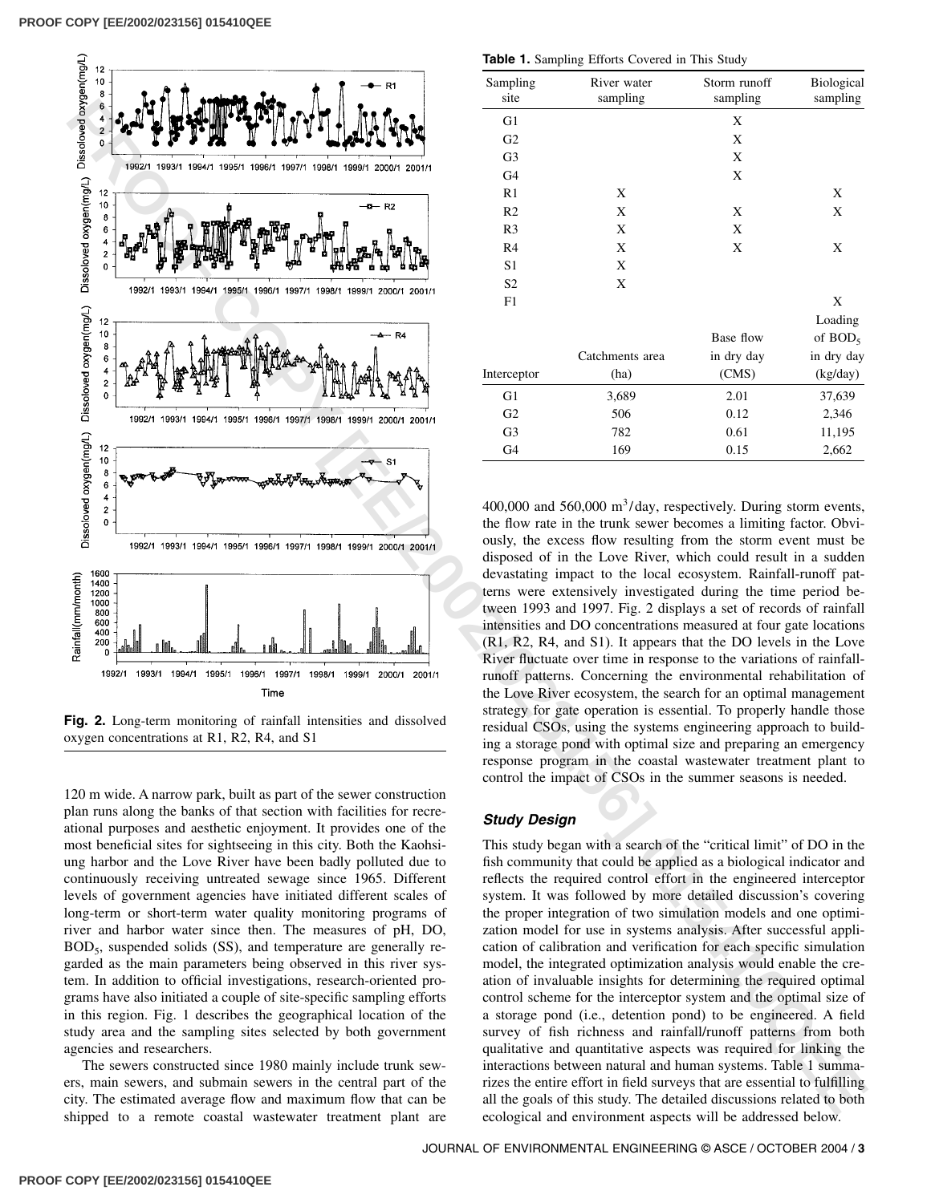Fig. 2. Long-term monitoring of rainfall intensities and dissolved oxygen concentrations at R1, R2, R4, and S1

120 m wide. A narrow park, built as part of the sewer construction plan runs along the banks of that section with facilities for recreational purposes and aesthetic enjoyment. It provides one of the most beneficial sites for sightseeing in this city. Both the Kaohsiung harbor and the Love River have been badly polluted due to continuously receiving untreated sewage since 1965. Different levels of government agencies have initiated different scales of long-term or short-term water quality monitoring programs of river and harbor water since then. The measures of pH, DO, $BOD_5$, suspended solids (SS), and temperature are generally regarded as the main parameters being observed in this river system. In addition to official investigations, research-oriented programs have also initiated a couple of site-specific sampling efforts in this region. Fig. 1 describes the geographical location of the study area and the sampling sites selected by both government agencies and researchers.

The sewers constructed since 1980 mainly include trunk sewers, main sewers, and submain sewers in the central part of the city. The estimated average flow and maximum flow that can be shipped to a remote coastal wastewater treatment plant are 400,000 and 560,000 $m^3$/day, respectively. During storm events, the flow rate in the trunk sewer becomes a limiting factor. Obviously, the excess flow resulting from the storm event must be disposed of in the Love River, which could result in a sudden devastating impact to the local ecosystem. Rainfall-runoff patterns were extensively investigated during the time period between 1993 and 1997. Fig. 2 displays a set of records of rainfall intensities and DO concentrations measured at four gate locations (R1, R2, R4, and S1). It appears that the DO levels in the Love River fluctuate over time in response to the variations of rainfall-runoff patterns. Concerning the environmental rehabilitation of the Love River ecosystem, the search for an optimal management strategy for gate operation is essential. To properly handle those residual CSOs, using the systems engineering approach to building a storage pond with optimal size and preparing an emergency response program in the coastal wastewater treatment plant to control the impact of CSOs in the summer seasons is needed.

**Table 1.** Sampling Efforts Covered in This Study

| Sampling site | River water sampling | Storm runoff sampling | Biological sampling |
|---|---|---|---|
| G1 | | X | |
| G2 | | X | |
| G3 | | X | |
| G4 | | X | |
| R1 | X | | X |
| R2 | X | X | X |
| R3 | X | X | |
| R4 | X | X | X |
| S1 | X | | |
| S2 | X | | |
| F1 | | | X |

| Interceptor | Catchments area (ha) | Base flow in dry day (CMS) | Loading of $BOD_5$ in dry day (kg/day) |
|---|---|---|---|
| G1 | 3,689 | 2.01 | 37,639 |
| G2 | 506 | 0.12 | 2,346 |
| G3 | 782 | 0.61 | 11,195 |
| G4 | 169 | 0.15 | 2,662 |

### Study Design

This study began with a search of the "critical limit" of DO in the fish community that could be applied as a biological indicator and reflects the required control effort in the engineered interceptor system. It was followed by more detailed discussion's covering the proper integration of two simulation models and one optimization model for use in systems analysis. After successful application of calibration and verification for each specific simulation model, the integrated optimization analysis would enable the creation of invaluable insights for determining the required optimal control scheme for the interceptor system and the optimal size of a storage pond (i.e., detention pond) to be engineered. A field survey of fish richness and rainfall/runoff patterns from both qualitative and quantitative aspects was required for linking the interactions between natural and human systems. Table 1 summarizes the entire effort in field surveys that are essential to fulfilling all the goals of this study. The detailed discussions related to both ecological and environment aspects will be addressed below.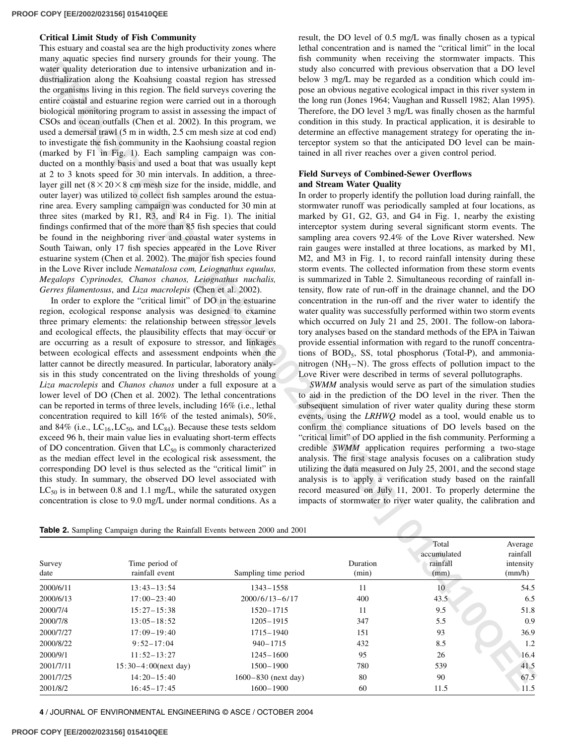### Critical Limit Study of Fish Community

This estuary and coastal sea are the high productivity zones where many aquatic species find nursery grounds for their young. The water quality deterioration due to intensive urbanization and industrialization along the Koahsiung coastal region has stressed the organisms living in this region. The field surveys covering the entire coastal and estuarine region were carried out in a thorough biological monitoring program to assist in assessing the impact of CSOs and ocean outfalls (Chen et al. 2002). In this program, we used a demersal trawl (5 m in width, 2.5 cm mesh size at cod end) to investigate the fish community in the Kaohsiung coastal region (marked by F1 in Fig. 1). Each sampling campaign was conducted on a monthly basis and used a boat that was usually kept at 2 to 3 knots speed for 30 min intervals. In addition, a three-layer gill net ($8\times20\times8$ cm mesh size for the inside, middle, and outer layer) was utilized to collect fish samples around the estuarine area. Every sampling campaign was conducted for 30 min at three sites (marked by R1, R3, and R4 in Fig. 1). The initial findings confirmed that of the more than 85 fish species that could be found in the neighboring river and coastal water systems in South Taiwan, only 17 fish species appeared in the Love River estuarine system (Chen et al. 2002). The major fish species found in the Love River include *Nematalosa com, Leiognathus equulus, Megalops Cyprinodes, Chanos chanos, Leiognathus nuchalis, Gerres filamentosus*, and *Liza macrolepis* (Chen et al. 2002).

In order to explore the "critical limit" of DO in the estuarine region, ecological response analysis was designed to examine three primary elements: the relationship between stressor levels and ecological effects, the plausibility effects that may occur or are occurring as a result of exposure to stressor, and linkages between ecological effects and assessment endpoints when the latter cannot be directly measured. In particular, laboratory analysis in this study concentrated on the living thresholds of young *Liza macrolepis* and *Chanos chanos* under a full exposure at a lower level of DO (Chen et al. 2002). The lethal concentrations can be reported in terms of three levels, including 16% (i.e., lethal concentration required to kill 16% of the tested animals), 50%, and 84% (i.e., $LC_{16}, LC_{50}$, and $LC_{84}$). Because these tests seldom exceed 96 h, their main value lies in evaluating short-term effects of DO concentration. Given that $LC_{50}$ is commonly characterized as the median effect level in the ecological risk assessment, the corresponding DO level is thus selected as the "critical limit" in this study. In summary, the observed DO level associated with $LC_{50}$ is in between 0.8 and 1.1 mg/L, while the saturated oxygen concentration is close to 9.0 mg/L under normal conditions. As a result, the DO level of 0.5 mg/L was finally chosen as a typical lethal concentration and is named the "critical limit" in the local fish community when receiving the stormwater impacts. This study also concurred with previous observation that a DO level below 3 mg/L may be regarded as a condition which could impose an obvious negative ecological impact in this river system in the long run (Jones 1964; Vaughan and Russell 1982; Alan 1995). Therefore, the DO level 3 mg/L was finally chosen as the harmful condition in this study. In practical application, it is desirable to determine an effective management strategy for operating the interceptor system so that the anticipated DO level can be maintained in all river reaches over a given control period.

### Field Surveys of Combined-Sewer Overflows and Stream Water Quality

In order to properly identify the pollution load during rainfall, the stormwater runoff was periodically sampled at four locations, as marked by G1, G2, G3, and G4 in Fig. 1, nearby the existing interceptor system during several significant storm events. The sampling area covers 92.4% of the Love River watershed. New rain gauges were installed at three locations, as marked by M1, M2, and M3 in Fig. 1, to record rainfall intensity during these storm events. The collected information from these storm events is summarized in Table 2. Simultaneous recording of rainfall intensity, flow rate of run-off in the drainage channel, and the DO concentration in the run-off and the river water to identify the water quality was successfully performed within two storm events which occurred on July 21 and 25, 2001. The follow-on laboratory analyses based on the standard methods of the EPA in Taiwan provide essential information with regard to the runoff concentrations of $BOD_5$, SS, total phosphorus (Total-P), and ammonia-nitrogen ($NH_3$–N). The gross effects of pollution impact to the Love River were described in terms of several pollutographs.

*SWMM* analysis would serve as part of the simulation studies to aid in the prediction of the DO level in the river. Then the subsequent simulation of river water quality during these storm events, using the *LRHWQ* model as a tool, would enable us to confirm the compliance situations of DO levels based on the "critical limit" of DO applied in the fish community. Performing a credible *SWMM* application requires performing a two-stage analysis. The first stage analysis focuses on a calibration study utilizing the data measured on July 25, 2001, and the second stage analysis is to apply a verification study based on the rainfall record measured on July 11, 2001. To properly determine the impacts of stormwater to river water quality, the calibration and

**Table 2.** Sampling Campaign during the Rainfall Events between 2000 and 2001

| Survey date | Time period of rainfall event | Sampling time period | Duration (min) | Total accumulated rainfall (mm) | Average rainfall intensity (mm/h) |
|---|---|---|---|---|---|
| 2000/6/11 | 13:43–13:54 | 1343–1558 | 11 | 10 | 54.5 |
| 2000/6/13 | 17:00–23:40 | 2000/6/13–6/17 | 400 | 43.5 | 6.5 |
| 2000/7/4 | 15:27–15:38 | 1520–1715 | 11 | 9.5 | 51.8 |
| 2000/7/8 | 13:05–18:52 | 1205–1915 | 347 | 5.5 | 0.9 |
| 2000/7/27 | 17:09–19:40 | 1715–1940 | 151 | 93 | 36.9 |
| 2000/8/22 | 9:52–17:04 | 940–1715 | 432 | 8.5 | 1.2 |
| 2000/9/1 | 11:52–13:27 | 1245–1600 | 95 | 26 | 16.4 |
| 2001/7/11 | 15:30–4:00(next day) | 1500–1900 | 780 | 539 | 41.5 |
| 2001/7/25 | 14:20–15:40 | 1600–830 (next day) | 80 | 90 | 67.5 |
| 2001/8/2 | 16:45–17:45 | 1600–1900 | 60 | 11.5 | 11.5 |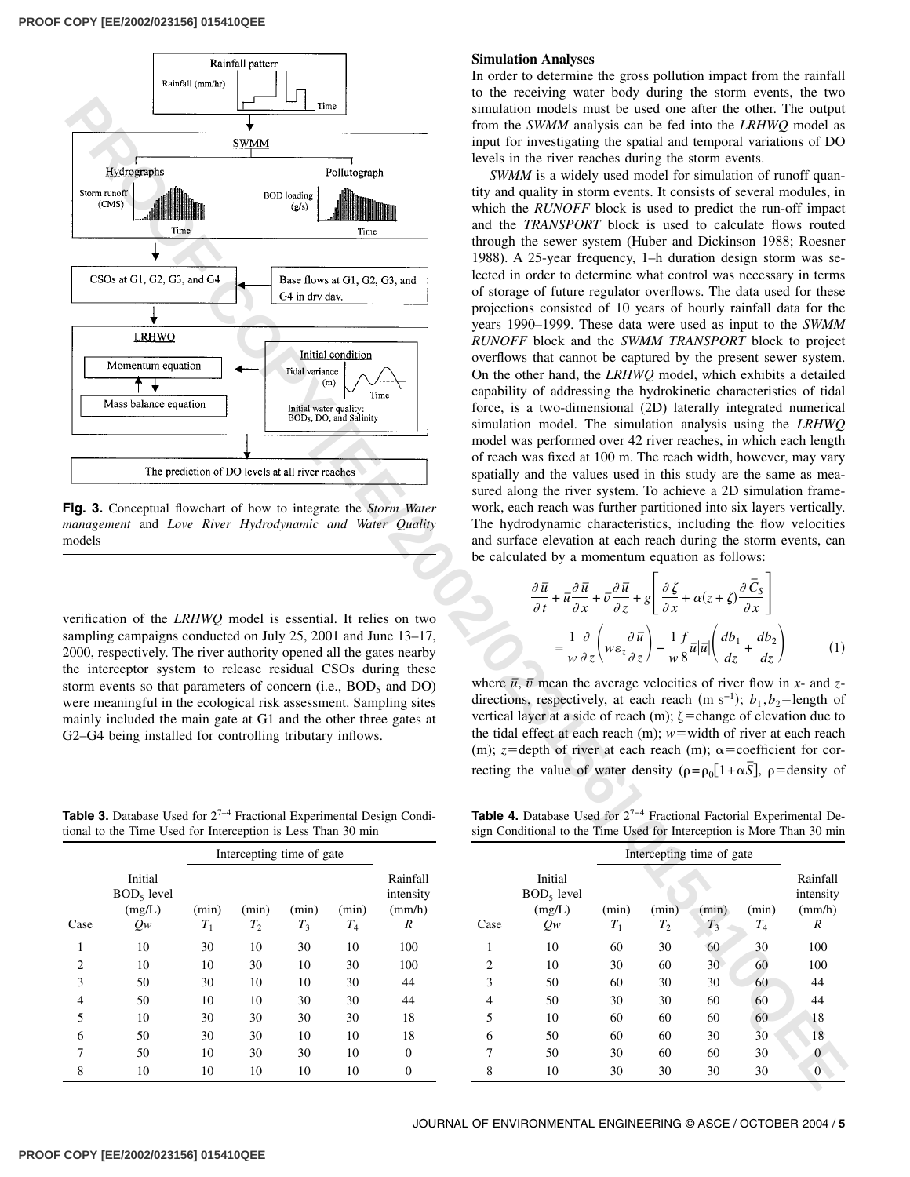**Fig. 3.** Conceptual flowchart of how to integrate the *Storm Water management* and *Love River Hydrodynamic and Water Quality* models

verification of the *LRHWQ* model is essential. It relies on two sampling campaigns conducted on July 25, 2001 and June 13–17, 2000, respectively. The river authority opened all the gates nearby the interceptor system to release residual CSOs during these storm events so that parameters of concern (i.e., $BOD_5$ and DO) were meaningful in the ecological risk assessment. Sampling sites mainly included the main gate at G1 and the other three gates at G2–G4 being installed for controlling tributary inflows.

**Table 3.** Database Used for $2^{7-4}$ Fractional Experimental Design Conditional to the Time Used for Interception is Less Than 30 min

| Case | Initial $BOD_5$ level (mg/L) $Qw$ | Intercepting time of gate (min) $T_1$ | (min) $T_2$ | (min) $T_3$ | (min) $T_4$ | Rainfall intensity (mm/h) $R$ |
|---|---|---|---|---|---|---|
| 1 | 10 | 30 | 10 | 30 | 10 | 100 |
| 2 | 10 | 10 | 30 | 10 | 30 | 100 |
| 3 | 50 | 30 | 10 | 10 | 30 | 44 |
| 4 | 50 | 10 | 10 | 30 | 30 | 44 |
| 5 | 10 | 30 | 30 | 30 | 30 | 18 |
| 6 | 50 | 30 | 30 | 10 | 10 | 18 |
| 7 | 50 | 10 | 30 | 30 | 10 | 0 |
| 8 | 10 | 10 | 10 | 10 | 10 | 0 |

## Simulation Analyses

In order to determine the gross pollution impact from the rainfall to the receiving water body during the storm events, the two simulation models must be used one after the other. The output from the *SWMM* analysis can be fed into the *LRHWQ* model as input for investigating the spatial and temporal variations of DO levels in the river reaches during the storm events.

*SWMM* is a widely used model for simulation of runoff quantity and quality in storm events. It consists of several modules, in which the *RUNOFF* block is used to predict the run-off impact and the *TRANSPORT* block is used to calculate flows routed through the sewer system (Huber and Dickinson 1988; Roesner 1988). A 25-year frequency, 1–h duration design storm was selected in order to determine what control was necessary in terms of storage of future regulator overflows. The data used for these projections consisted of 10 years of hourly rainfall data for the years 1990–1999. These data were used as input to the *SWMM RUNOFF* block and the *SWMM TRANSPORT* block to project overflows that cannot be captured by the present sewer system. On the other hand, the *LRHWQ* model, which exhibits a detailed capability of addressing the hydrokinetic characteristics of tidal force, is a two-dimensional (2D) laterally integrated numerical simulation model. The simulation analysis using the *LRHWQ* model was performed over 42 river reaches, in which each length of reach was fixed at 100 m. The reach width, however, may vary spatially and the values used in this study are the same as measured along the river system. To achieve a 2D simulation framework, each reach was further partitioned into six layers vertically. The hydrodynamic characteristics, including the flow velocities and surface elevation at each reach during the storm events, can be calculated by a momentum equation as follows:

$$\frac{\partial \bar{u}}{\partial t} + \bar{u}\frac{\partial \bar{u}}{\partial x} + \bar{v}\frac{\partial \bar{u}}{\partial z} + g\left[\frac{\partial \zeta}{\partial x} + \alpha(z+\zeta)\frac{\partial \bar{C}_S}{\partial x}\right] = \frac{1}{w}\frac{\partial}{\partial z}\left(w\varepsilon_z\frac{\partial \bar{u}}{\partial z}\right) - \frac{1}{w}\frac{f}{8}\bar{u}|\bar{u}|\left(\frac{db_1}{dz} + \frac{db_2}{dz}\right) \tag{1}$$

where $\bar{u}$, $\bar{v}$ mean the average velocities of river flow in $x$- and $z$-directions, respectively, at each reach (m $s^{-1}$); $b_1, b_2$=length of vertical layer at a side of reach (m); $\zeta$=change of elevation due to the tidal effect at each reach (m); $w$=width of river at each reach (m); $z$=depth of river at each reach (m); $\alpha$=coefficient for correcting the value of water density ($\rho = \rho_0[1+\alpha\bar{S}]$, $\rho$=density of

**Table 4.** Database Used for $2^{7-4}$ Fractional Factorial Experimental Design Conditional to the Time Used for Interception is More Than 30 min

| Case | Initial $BOD_5$ level (mg/L) $Qw$ | Intercepting time of gate (min) $T_1$ | (min) $T_2$ | (min) $T_3$ | (min) $T_4$ | Rainfall intensity (mm/h) $R$ |
|---|---|---|---|---|---|---|
| 1 | 10 | 60 | 30 | 60 | 30 | 100 |
| 2 | 10 | 30 | 60 | 30 | 60 | 100 |
| 3 | 50 | 60 | 30 | 30 | 60 | 44 |
| 4 | 50 | 30 | 30 | 60 | 60 | 44 |
| 5 | 10 | 60 | 60 | 60 | 60 | 18 |
| 6 | 50 | 60 | 60 | 30 | 30 | 18 |
| 7 | 50 | 30 | 60 | 60 | 30 | 0 |
| 8 | 10 | 30 | 30 | 30 | 30 | 0 |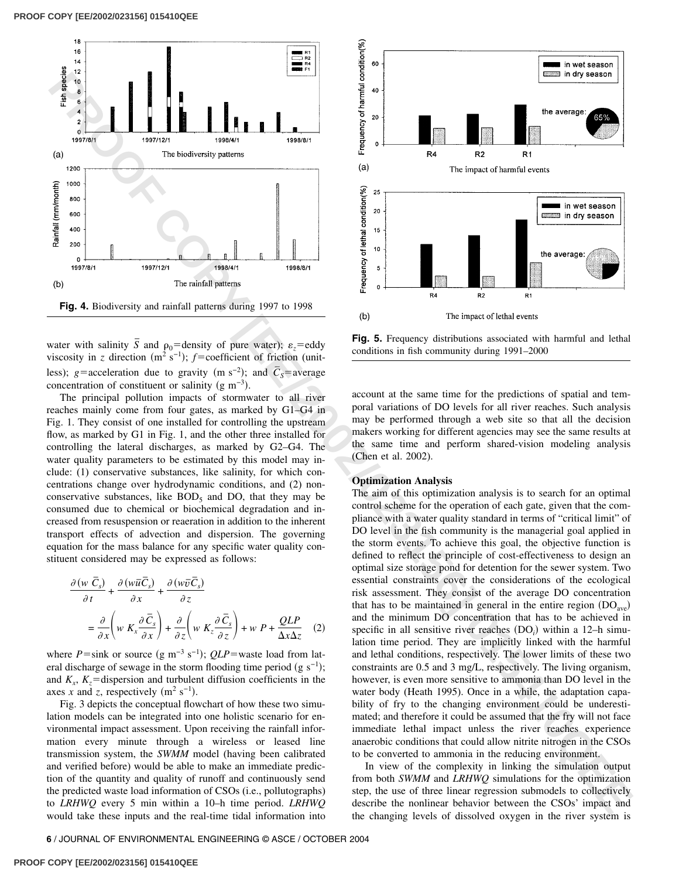**Fig. 4.** Biodiversity and rainfall patterns during 1997 to 1998

**Fig. 5.** Frequency distributions associated with harmful and lethal conditions in fish community during 1991–2000

water with salinity $\bar{S}$ and $\rho_0$=density of pure water); $\varepsilon_z$=eddy viscosity in $z$ direction ($m^2\ s^{-1}$); $f$=coefficient of friction (unitless); $g$=acceleration due to gravity ($m\ s^{-2}$); and $\bar{C}_S$=average concentration of constituent or salinity ($g\ m^{-3}$).

The principal pollution impacts of stormwater to all river reaches mainly come from four gates, as marked by G1–G4 in Fig. 1. They consist of one installed for controlling the upstream flow, as marked by G1 in Fig. 1, and the other three installed for controlling the lateral discharges, as marked by G2–G4. The water quality parameters to be estimated by this model may include: (1) conservative substances, like salinity, for which concentrations change over hydrodynamic conditions, and (2) nonconservative substances, like $BOD_5$ and DO, that they may be consumed due to chemical or biochemical degradation and increased from resuspension or reaeration in addition to the inherent transport effects of advection and dispersion. The governing equation for the mass balance for any specific water quality constituent considered may be expressed as follows:

$$\frac{\partial (w\ \bar{C}_s)}{\partial t} + \frac{\partial (w\bar{u}\bar{C}_s)}{\partial x} + \frac{\partial (w\bar{v}\bar{C}_s)}{\partial z} = \frac{\partial}{\partial x}\left(w\ K_x \frac{\partial \bar{C}_s}{\partial x}\right) + \frac{\partial}{\partial z}\left(w\ K_z \frac{\partial \bar{C}_s}{\partial z}\right) + w\ P + \frac{QLP}{\Delta x \Delta z} \quad (2)$$

where $P$=sink or source ($g\ m^{-3}\ s^{-1}$); $QLP$=waste load from lateral discharge of sewage in the storm flooding time period ($g\ s^{-1}$); and $K_x$, $K_z$=dispersion and turbulent diffusion coefficients in the axes $x$ and $z$, respectively ($m^2\ s^{-1}$).

Fig. 3 depicts the conceptual flowchart of how these two simulation models can be integrated into one holistic scenario for environmental impact assessment. Upon receiving the rainfall information every minute through a wireless or leased line transmission system, the *SWMM* model (having been calibrated and verified before) would be able to make an immediate prediction of the quantity and quality of runoff and continuously send the predicted waste load information of CSOs (i.e., pollutographs) to *LRHWQ* every 5 min within a 10–h time period. *LRHWQ* would take these inputs and the real-time tidal information into account at the same time for the predictions of spatial and temporal variations of DO levels for all river reaches. Such analysis may be performed through a web site so that all the decision makers working for different agencies may see the same results at the same time and perform shared-vision modeling analysis (Chen et al. 2002).

### Optimization Analysis

The aim of this optimization analysis is to search for an optimal control scheme for the operation of each gate, given that the compliance with a water quality standard in terms of "critical limit" of DO level in the fish community is the managerial goal applied in the storm events. To achieve this goal, the objective function is defined to reflect the principle of cost-effectiveness to design an optimal size storage pond for detention for the sewer system. Two essential constraints cover the considerations of the ecological risk assessment. They consist of the average DO concentration that has to be maintained in general in the entire region ($DO_{ave}$) and the minimum DO concentration that has to be achieved in specific in all sensitive river reaches ($DO_i$) within a 12–h simulation time period. They are implicitly linked with the harmful and lethal conditions, respectively. The lower limits of these two constraints are 0.5 and 3 mg/L, respectively. The living organism, however, is even more sensitive to ammonia than DO level in the water body (Heath 1995). Once in a while, the adaptation capability of fry to the changing environment could be underestimated; and therefore it could be assumed that the fry will not face immediate lethal impact unless the river reaches experience anaerobic conditions that could allow nitrite nitrogen in the CSOs to be converted to ammonia in the reducing environment.

In view of the complexity in linking the simulation output from both *SWMM* and *LRHWQ* simulations for the optimization step, the use of three linear regression submodels to collectively describe the nonlinear behavior between the CSOs' impact and the changing levels of dissolved oxygen in the river system is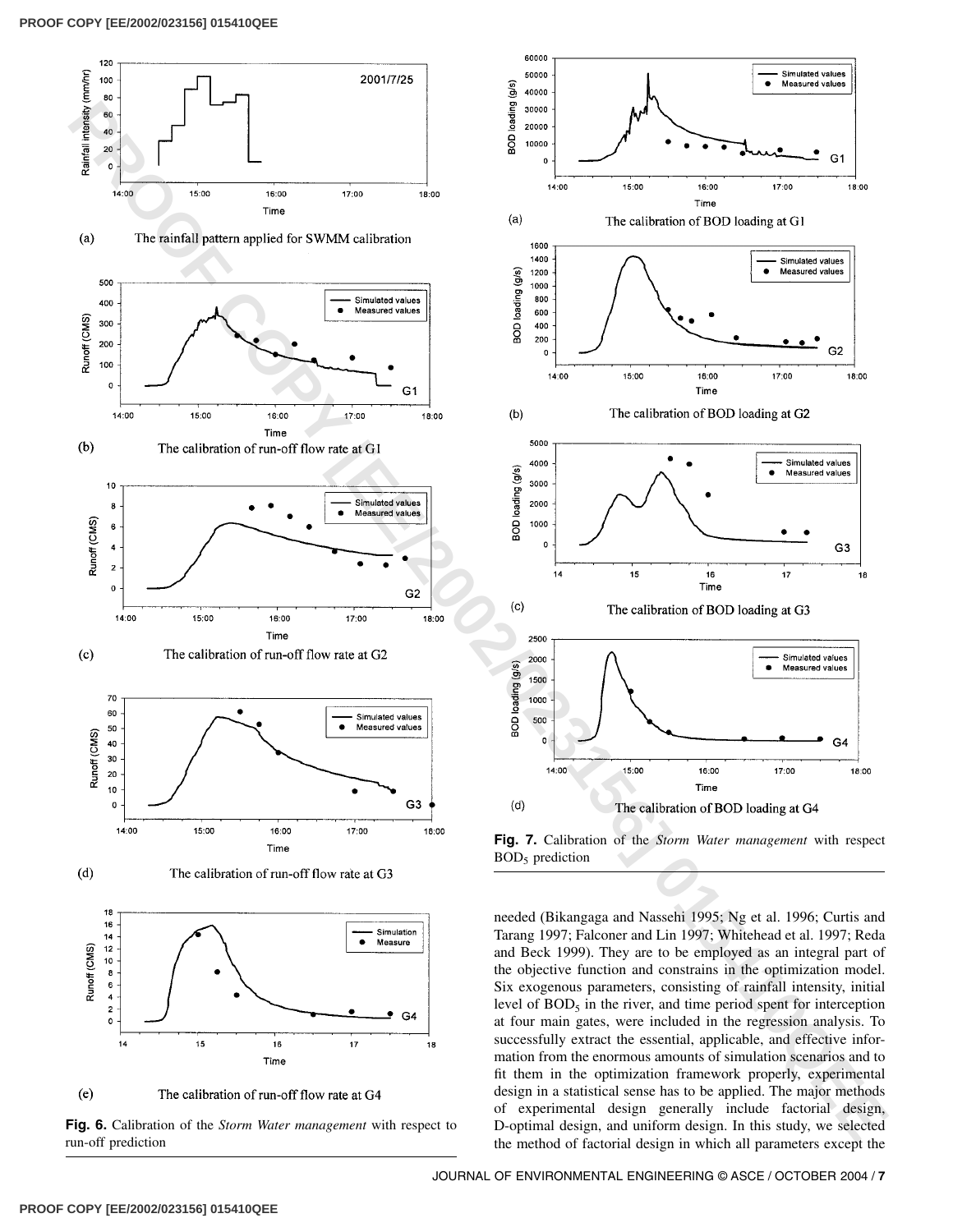(a) The rainfall pattern applied for SWMM calibration

(b) The calibration of run-off flow rate at G1

(c) The calibration of run-off flow rate at G2

(d) The calibration of run-off flow rate at G3

(e) The calibration of run-off flow rate at G4

**Fig. 6.** Calibration of the *Storm Water management* with respect to run-off prediction

(a) The calibration of BOD loading at G1

(b) The calibration of BOD loading at G2

(c) The calibration of BOD loading at G3

(d) The calibration of BOD loading at G4

**Fig. 7.** Calibration of the *Storm Water management* with respect $BOD_5$ prediction

needed (Bikangaga and Nassehi 1995; Ng et al. 1996; Curtis and Tarang 1997; Falconer and Lin 1997; Whitehead et al. 1997; Reda and Beck 1999). They are to be employed as an integral part of the objective function and constrains in the optimization model. Six exogenous parameters, consisting of rainfall intensity, initial level of $BOD_5$ in the river, and time period spent for interception at four main gates, were included in the regression analysis. To successfully extract the essential, applicable, and effective information from the enormous amounts of simulation scenarios and to fit them in the optimization framework properly, experimental design in a statistical sense has to be applied. The major methods of experimental design generally include factorial design, D-optimal design, and uniform design. In this study, we selected the method of factorial design in which all parameters except the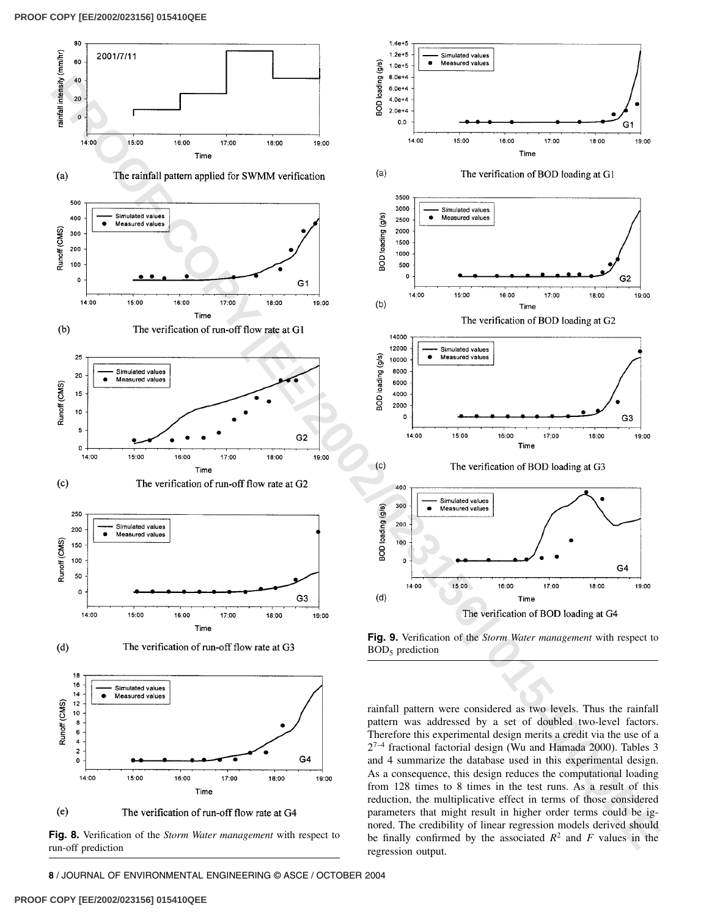(a) The rainfall pattern applied for SWMM verification

(b) The verification of run-off flow rate at G1

(c) The verification of run-off flow rate at G2

(d) The verification of run-off flow rate at G3

(e) The verification of run-off flow rate at G4

**Fig. 8.** Verification of the *Storm Water management* with respect to run-off prediction

(a) The verification of BOD loading at G1

(b) The verification of BOD loading at G2

(c) The verification of BOD loading at G3

(d) The verification of BOD loading at G4

**Fig. 9.** Verification of the *Storm Water management* with respect to $BOD_5$ prediction

rainfall pattern were considered as two levels. Thus the rainfall pattern was addressed by a set of doubled two-level factors. Therefore this experimental design merits a credit via the use of a $2^{7-4}$ fractional factorial design (Wu and Hamada 2000). Tables 3 and 4 summarize the database used in this experimental design. As a consequence, this design reduces the computational loading from 128 times to 8 times in the test runs. As a result of this reduction, the multiplicative effect in terms of those considered parameters that might result in higher order terms could be ignored. The credibility of linear regression models derived should be finally confirmed by the associated $R^2$ and $F$ values in the regression output.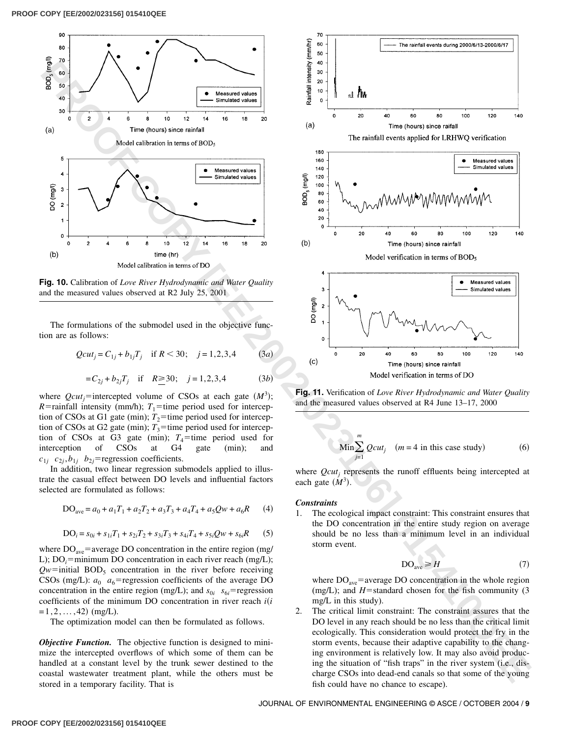Fig. 10. Calibration of *Love River Hydrodynamic and Water Quality* and the measured values observed at R2 July 25, 2001

The formulations of the submodel used in the objective function are as follows:

$$Qcut_j = C_{1j} + b_{1j}T_j \quad \text{if } R < 30; \quad j = 1,2,3,4 \tag{3a}$$

$$= C_{2j} + b_{2j}T_j \quad \text{if } \quad R \geq 30; \quad j = 1,2,3,4 \tag{3b}$$

where $Qcut_j$=intercepted volume of CSOs at each gate ($M^3$); $R$=rainfall intensity (mm/h); $T_1$=time period used for interception of CSOs at G1 gate (min); $T_2$=time period used for interception of CSOs at G2 gate (min); $T_3$=time period used for interception of CSOs at G3 gate (min); $T_4$=time period used for interception of CSOs at G4 gate (min); and $c_{1j}$ $c_{2j}, b_{1j}$ $b_{2j}$=regression coefficients.

In addition, two linear regression submodels applied to illustrate the casual effect between DO levels and influential factors selected are formulated as follows:

$$\text{DO}_{\text{ave}} = a_0 + a_1T_1 + a_2T_2 + a_3T_3 + a_4T_4 + a_5Qw + a_6R \tag{4}$$

$$\text{DO}_i = s_{0i} + s_{1i}T_1 + s_{2i}T_2 + s_{3i}T_3 + s_{4i}T_4 + s_{5i}Qw + s_{6i}R \tag{5}$$

where $\text{DO}_{\text{ave}}$=average DO concentration in the entire region (mg/L); $\text{DO}_i$=minimum DO concentration in each river reach (mg/L); $Qw$=initial $\text{BOD}_5$ concentration in the river before receiving CSOs (mg/L): $a_0$ $a_6$=regression coefficients of the average DO concentration in the entire region (mg/L); and $s_{0i}$ $s_{6i}$=regression coefficients of the minimum DO concentration in river reach $i(i = 1,2,\ldots,42)$ (mg/L).

The optimization model can then be formulated as follows.

***Objective Function.*** The objective function is designed to minimize the intercepted overflows of which some of them can be handled at a constant level by the trunk sewer destined to the coastal wastewater treatment plant, while the others must be stored in a temporary facility. That is

Fig. 11. Verification of *Love River Hydrodynamic and Water Quality* and the measured values observed at R4 June 13–17, 2000

$$\text{Min} \sum_{j=1}^{m} Qcut_j \quad (m = 4 \text{ in this case study}) \tag{6}$$

where $Qcut_j$ represents the runoff effluents being intercepted at each gate ($M^3$).

***Constraints***

1. The ecological impact constraint: This constraint ensures that the DO concentration in the entire study region on average should be no less than a minimum level in an individual storm event.

$$\text{DO}_{\text{ave}} \geq H \tag{7}$$

   where $\text{DO}_{\text{ave}}$=average DO concentration in the whole region (mg/L); and $H$=standard chosen for the fish community (3 mg/L in this study).
2. The critical limit constraint: The constraint assures that the DO level in any reach should be no less than the critical limit ecologically. This consideration would protect the fry in the storm events, because their adaptive capability to the changing environment is relatively low. It may also avoid producing the situation of "fish traps" in the river system (i.e., discharge CSOs into dead-end canals so that some of the young fish could have no chance to escape).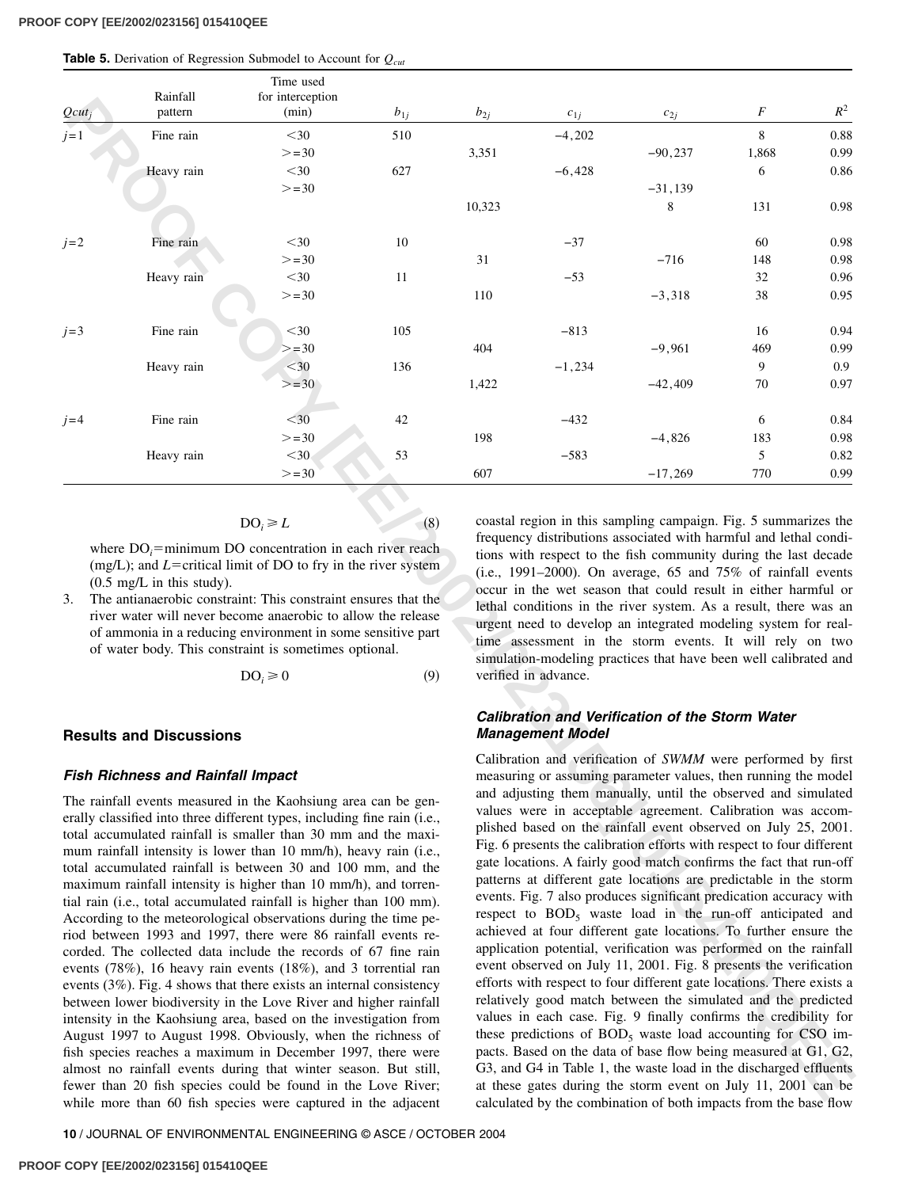**Table 5.** Derivation of Regression Submodel to Account for $Q_{cut}$

| $Qcut_j$ | Rainfall pattern | Time used for interception (min) | $b_{1j}$ | $b_{2j}$ | $c_{1j}$ | $c_{2j}$ | $F$ | $R^2$ |
|---|---|---|---|---|---|---|---|---|
| $j=1$ | Fine rain | <30 | 510 | | −4,202 | | 8 | 0.88 |
| | | >=30 | | 3,351 | | −90,237 | 1,868 | 0.99 |
| | Heavy rain | <30 | 627 | | −6,428 | | 6 | 0.86 |
| | | >=30 | | | | −31,139 | | |
| | | | | 10,323 | | 8 | 131 | 0.98 |
| $j=2$ | Fine rain | <30 | 10 | | −37 | | 60 | 0.98 |
| | | >=30 | | 31 | | −716 | 148 | 0.98 |
| | Heavy rain | <30 | 11 | | −53 | | 32 | 0.96 |
| | | >=30 | | 110 | | −3,318 | 38 | 0.95 |
| $j=3$ | Fine rain | <30 | 105 | | −813 | | 16 | 0.94 |
| | | >=30 | | 404 | | −9,961 | 469 | 0.99 |
| | Heavy rain | <30 | 136 | | −1,234 | | 9 | 0.9 |
| | | >=30 | | 1,422 | | −42,409 | 70 | 0.97 |
| $j=4$ | Fine rain | <30 | 42 | | −432 | | 6 | 0.84 |
| | | >=30 | | 198 | | −4,826 | 183 | 0.98 |
| | Heavy rain | <30 | 53 | | −583 | | 5 | 0.82 |
| | | >=30 | | 607 | | −17,269 | 770 | 0.99 |

$$DO_i \geq L \tag{8}$$

where $DO_i$=minimum DO concentration in each river reach (mg/L); and $L$=critical limit of DO to fry in the river system (0.5 mg/L in this study).

3. The antianaerobic constraint: This constraint ensures that the river water will never become anaerobic to allow the release of ammonia in a reducing environment in some sensitive part of water body. This constraint is sometimes optional.

$$DO_i \geq 0 \tag{9}$$

## Results and Discussions

### Fish Richness and Rainfall Impact

The rainfall events measured in the Kaohsiung area can be generally classified into three different types, including fine rain (i.e., total accumulated rainfall is smaller than 30 mm and the maximum rainfall intensity is lower than 10 mm/h), heavy rain (i.e., total accumulated rainfall is between 30 and 100 mm, and the maximum rainfall intensity is higher than 10 mm/h), and torrential rain (i.e., total accumulated rainfall is higher than 100 mm). According to the meteorological observations during the time period between 1993 and 1997, there were 86 rainfall events recorded. The collected data include the records of 67 fine rain events (78%), 16 heavy rain events (18%), and 3 torrential ran events (3%). Fig. 4 shows that there exists an internal consistency between lower biodiversity in the Love River and higher rainfall intensity in the Kaohsiung area, based on the investigation from August 1997 to August 1998. Obviously, when the richness of fish species reaches a maximum in December 1997, there were almost no rainfall events during that winter season. But still, fewer than 20 fish species could be found in the Love River; while more than 60 fish species were captured in the adjacent coastal region in this sampling campaign. Fig. 5 summarizes the frequency distributions associated with harmful and lethal conditions with respect to the fish community during the last decade (i.e., 1991–2000). On average, 65 and 75% of rainfall events occur in the wet season that could result in either harmful or lethal conditions in the river system. As a result, there was an urgent need to develop an integrated modeling system for real-time assessment in the storm events. It will rely on two simulation-modeling practices that have been well calibrated and verified in advance.

### Calibration and Verification of the Storm Water Management Model

Calibration and verification of *SWMM* were performed by first measuring or assuming parameter values, then running the model and adjusting them manually, until the observed and simulated values were in acceptable agreement. Calibration was accomplished based on the rainfall event observed on July 25, 2001. Fig. 6 presents the calibration efforts with respect to four different gate locations. A fairly good match confirms the fact that run-off patterns at different gate locations are predictable in the storm events. Fig. 7 also produces significant predication accuracy with respect to $BOD_5$ waste load in the run-off anticipated and achieved at four different gate locations. To further ensure the application potential, verification was performed on the rainfall event observed on July 11, 2001. Fig. 8 presents the verification efforts with respect to four different gate locations. There exists a relatively good match between the simulated and the predicted values in each case. Fig. 9 finally confirms the credibility for these predictions of $BOD_5$ waste load accounting for CSO impacts. Based on the data of base flow being measured at G1, G2, G3, and G4 in Table 1, the waste load in the discharged effluents at these gates during the storm event on July 11, 2001 can be calculated by the combination of both impacts from the base flow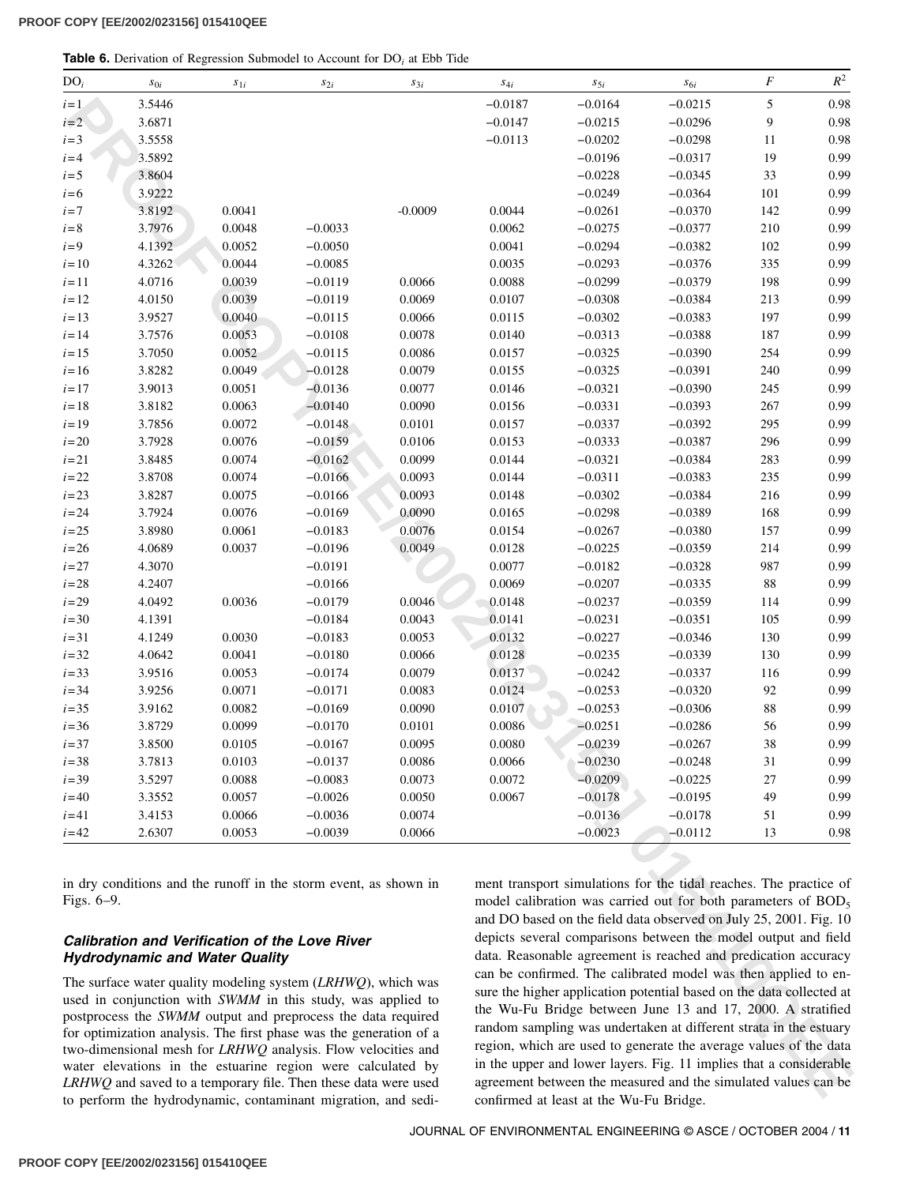**Table 6.** Derivation of Regression Submodel to Account for $DO_i$ at Ebb Tide

| $DO_i$ | $s_{0i}$ | $s_{1i}$ | $s_{2i}$ | $s_{3i}$ | $s_{4i}$ | $s_{5i}$ | $s_{6i}$ | $F$ | $R^2$ |
|---|---|---|---|---|---|---|---|---|---|
| $i=1$ | 3.5446 | | | | −0.0187 | −0.0164 | −0.0215 | 5 | 0.98 |
| $i=2$ | 3.6871 | | | | −0.0147 | −0.0215 | −0.0296 | 9 | 0.98 |
| $i=3$ | 3.5558 | | | | −0.0113 | −0.0202 | −0.0298 | 11 | 0.98 |
| $i=4$ | 3.5892 | | | | | −0.0196 | −0.0317 | 19 | 0.99 |
| $i=5$ | 3.8604 | | | | | −0.0228 | −0.0345 | 33 | 0.99 |
| $i=6$ | 3.9222 | | | | | −0.0249 | −0.0364 | 101 | 0.99 |
| $i=7$ | 3.8192 | 0.0041 | | -0.0009 | 0.0044 | −0.0261 | −0.0370 | 142 | 0.99 |
| $i=8$ | 3.7976 | 0.0048 | −0.0033 | | 0.0062 | −0.0275 | −0.0377 | 210 | 0.99 |
| $i=9$ | 4.1392 | 0.0052 | −0.0050 | | 0.0041 | −0.0294 | −0.0382 | 102 | 0.99 |
| $i=10$ | 4.3262 | 0.0044 | −0.0085 | | 0.0035 | −0.0293 | −0.0376 | 335 | 0.99 |
| $i=11$ | 4.0716 | 0.0039 | −0.0119 | 0.0066 | 0.0088 | −0.0299 | −0.0379 | 198 | 0.99 |
| $i=12$ | 4.0150 | 0.0039 | −0.0119 | 0.0069 | 0.0107 | −0.0308 | −0.0384 | 213 | 0.99 |
| $i=13$ | 3.9527 | 0.0040 | −0.0115 | 0.0066 | 0.0115 | −0.0302 | −0.0383 | 197 | 0.99 |
| $i=14$ | 3.7576 | 0.0053 | −0.0108 | 0.0078 | 0.0140 | −0.0313 | −0.0388 | 187 | 0.99 |
| $i=15$ | 3.7050 | 0.0052 | −0.0115 | 0.0086 | 0.0157 | −0.0325 | −0.0390 | 254 | 0.99 |
| $i=16$ | 3.8282 | 0.0049 | −0.0128 | 0.0079 | 0.0155 | −0.0325 | −0.0391 | 240 | 0.99 |
| $i=17$ | 3.9013 | 0.0051 | −0.0136 | 0.0077 | 0.0146 | −0.0321 | −0.0390 | 245 | 0.99 |
| $i=18$ | 3.8182 | 0.0063 | −0.0140 | 0.0090 | 0.0156 | −0.0331 | −0.0393 | 267 | 0.99 |
| $i=19$ | 3.7856 | 0.0072 | −0.0148 | 0.0101 | 0.0157 | −0.0337 | −0.0392 | 295 | 0.99 |
| $i=20$ | 3.7928 | 0.0076 | −0.0159 | 0.0106 | 0.0153 | −0.0333 | −0.0387 | 296 | 0.99 |
| $i=21$ | 3.8485 | 0.0074 | −0.0162 | 0.0099 | 0.0144 | −0.0321 | −0.0384 | 283 | 0.99 |
| $i=22$ | 3.8708 | 0.0074 | −0.0166 | 0.0093 | 0.0144 | −0.0311 | −0.0383 | 235 | 0.99 |
| $i=23$ | 3.8287 | 0.0075 | −0.0166 | 0.0093 | 0.0148 | −0.0302 | −0.0384 | 216 | 0.99 |
| $i=24$ | 3.7924 | 0.0076 | −0.0169 | 0.0090 | 0.0165 | −0.0298 | −0.0389 | 168 | 0.99 |
| $i=25$ | 3.8980 | 0.0061 | −0.0183 | 0.0076 | 0.0154 | −0.0267 | −0.0380 | 157 | 0.99 |
| $i=26$ | 4.0689 | 0.0037 | −0.0196 | 0.0049 | 0.0128 | −0.0225 | −0.0359 | 214 | 0.99 |
| $i=27$ | 4.3070 | | −0.0191 | | 0.0077 | −0.0182 | −0.0328 | 987 | 0.99 |
| $i=28$ | 4.2407 | | −0.0166 | | 0.0069 | −0.0207 | −0.0335 | 88 | 0.99 |
| $i=29$ | 4.0492 | 0.0036 | −0.0179 | 0.0046 | 0.0148 | −0.0237 | −0.0359 | 114 | 0.99 |
| $i=30$ | 4.1391 | | −0.0184 | 0.0043 | 0.0141 | −0.0231 | −0.0351 | 105 | 0.99 |
| $i=31$ | 4.1249 | 0.0030 | −0.0183 | 0.0053 | 0.0132 | −0.0227 | −0.0346 | 130 | 0.99 |
| $i=32$ | 4.0642 | 0.0041 | −0.0180 | 0.0066 | 0.0128 | −0.0235 | −0.0339 | 130 | 0.99 |
| $i=33$ | 3.9516 | 0.0053 | −0.0174 | 0.0079 | 0.0137 | −0.0242 | −0.0337 | 116 | 0.99 |
| $i=34$ | 3.9256 | 0.0071 | −0.0171 | 0.0083 | 0.0124 | −0.0253 | −0.0320 | 92 | 0.99 |
| $i=35$ | 3.9162 | 0.0082 | −0.0169 | 0.0090 | 0.0107 | −0.0253 | −0.0306 | 88 | 0.99 |
| $i=36$ | 3.8729 | 0.0099 | −0.0170 | 0.0101 | 0.0086 | −0.0251 | −0.0286 | 56 | 0.99 |
| $i=37$ | 3.8500 | 0.0105 | −0.0167 | 0.0095 | 0.0080 | −0.0239 | −0.0267 | 38 | 0.99 |
| $i=38$ | 3.7813 | 0.0103 | −0.0137 | 0.0086 | 0.0066 | −0.0230 | −0.0248 | 31 | 0.99 |
| $i=39$ | 3.5297 | 0.0088 | −0.0083 | 0.0073 | 0.0072 | −0.0209 | −0.0225 | 27 | 0.99 |
| $i=40$ | 3.3552 | 0.0057 | −0.0026 | 0.0050 | 0.0067 | −0.0178 | −0.0195 | 49 | 0.99 |
| $i=41$ | 3.4153 | 0.0066 | −0.0036 | 0.0074 | | −0.0136 | −0.0178 | 51 | 0.99 |
| $i=42$ | 2.6307 | 0.0053 | −0.0039 | 0.0066 | | −0.0023 | −0.0112 | 13 | 0.98 |

in dry conditions and the runoff in the storm event, as shown in Figs. 6–9.

### Calibration and Verification of the Love River Hydrodynamic and Water Quality

The surface water quality modeling system (*LRHWQ*), which was used in conjunction with *SWMM* in this study, was applied to postprocess the *SWMM* output and preprocess the data required for optimization analysis. The first phase was the generation of a two-dimensional mesh for *LRHWQ* analysis. Flow velocities and water elevations in the estuarine region were calculated by *LRHWQ* and saved to a temporary file. Then these data were used to perform the hydrodynamic, contaminant migration, and sediment transport simulations for the tidal reaches. The practice of model calibration was carried out for both parameters of $BOD_5$ and DO based on the field data observed on July 25, 2001. Fig. 10 depicts several comparisons between the model output and field data. Reasonable agreement is reached and predication accuracy can be confirmed. The calibrated model was then applied to ensure the higher application potential based on the data collected at the Wu-Fu Bridge between June 13 and 17, 2000. A stratified random sampling was undertaken at different strata in the estuary region, which are used to generate the average values of the data in the upper and lower layers. Fig. 11 implies that a considerable agreement between the measured and the simulated values can be confirmed at least at the Wu-Fu Bridge.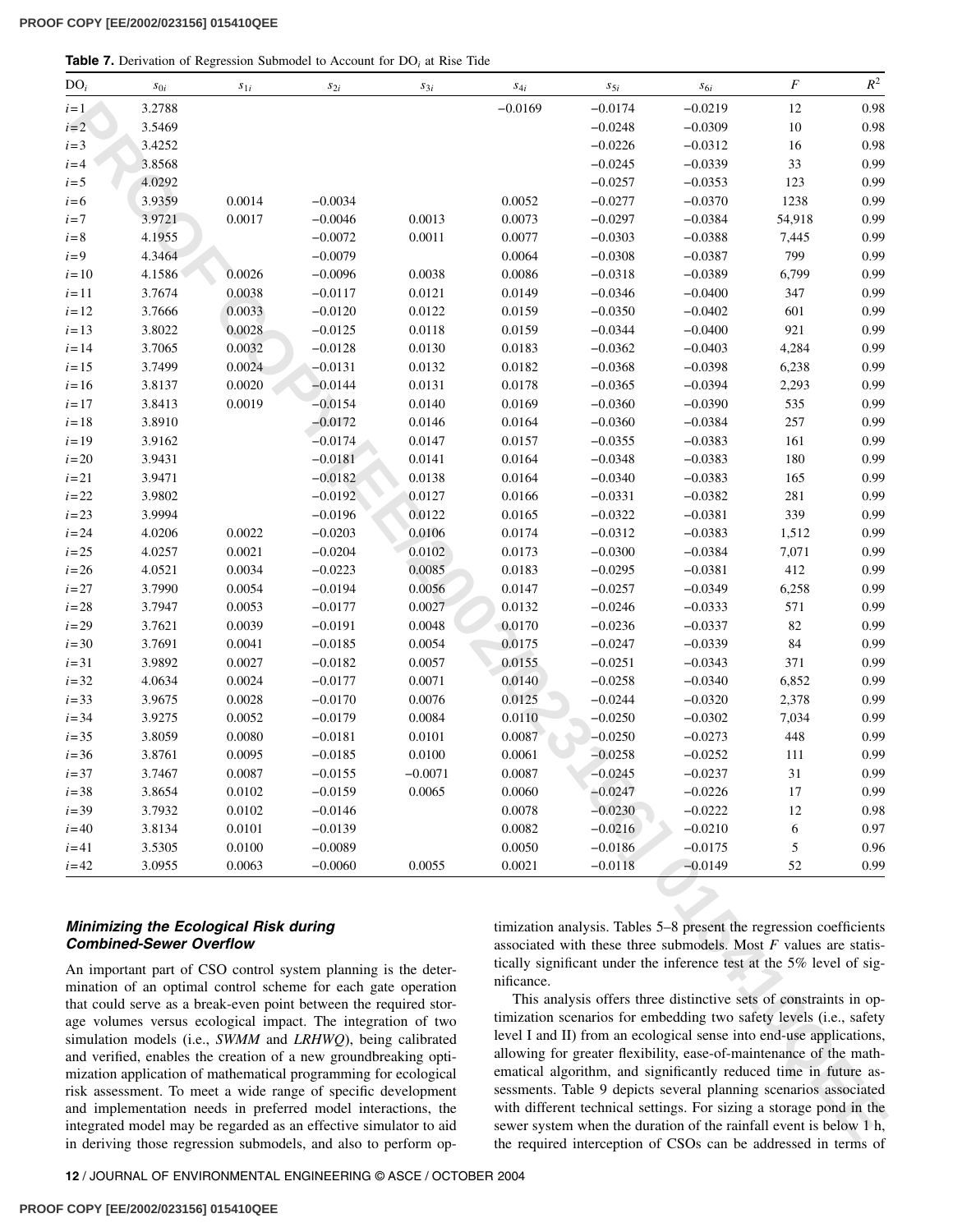**Table 7.** Derivation of Regression Submodel to Account for $DO_i$ at Rise Tide

| $DO_i$ | $s_{0i}$ | $s_{1i}$ | $s_{2i}$ | $s_{3i}$ | $s_{4i}$ | $s_{5i}$ | $s_{6i}$ | $F$ | $R^2$ |
|---|---|---|---|---|---|---|---|---|---|
| $i=1$ | 3.2788 | | | | −0.0169 | −0.0174 | −0.0219 | 12 | 0.98 |
| $i=2$ | 3.5469 | | | | | −0.0248 | −0.0309 | 10 | 0.98 |
| $i=3$ | 3.4252 | | | | | −0.0226 | −0.0312 | 16 | 0.98 |
| $i=4$ | 3.8568 | | | | | −0.0245 | −0.0339 | 33 | 0.99 |
| $i=5$ | 4.0292 | | | | | −0.0257 | −0.0353 | 123 | 0.99 |
| $i=6$ | 3.9359 | 0.0014 | −0.0034 | | 0.0052 | −0.0277 | −0.0370 | 1238 | 0.99 |
| $i=7$ | 3.9721 | 0.0017 | −0.0046 | 0.0013 | 0.0073 | −0.0297 | −0.0384 | 54,918 | 0.99 |
| $i=8$ | 4.1955 | | −0.0072 | 0.0011 | 0.0077 | −0.0303 | −0.0388 | 7,445 | 0.99 |
| $i=9$ | 4.3464 | | −0.0079 | | 0.0064 | −0.0308 | −0.0387 | 799 | 0.99 |
| $i=10$ | 4.1586 | 0.0026 | −0.0096 | 0.0038 | 0.0086 | −0.0318 | −0.0389 | 6,799 | 0.99 |
| $i=11$ | 3.7674 | 0.0038 | −0.0117 | 0.0121 | 0.0149 | −0.0346 | −0.0400 | 347 | 0.99 |
| $i=12$ | 3.7666 | 0.0033 | −0.0120 | 0.0122 | 0.0159 | −0.0350 | −0.0402 | 601 | 0.99 |
| $i=13$ | 3.8022 | 0.0028 | −0.0125 | 0.0118 | 0.0159 | −0.0344 | −0.0400 | 921 | 0.99 |
| $i=14$ | 3.7065 | 0.0032 | −0.0128 | 0.0130 | 0.0183 | −0.0362 | −0.0403 | 4,284 | 0.99 |
| $i=15$ | 3.7499 | 0.0024 | −0.0131 | 0.0132 | 0.0182 | −0.0368 | −0.0398 | 6,238 | 0.99 |
| $i=16$ | 3.8137 | 0.0020 | −0.0144 | 0.0131 | 0.0178 | −0.0365 | −0.0394 | 2,293 | 0.99 |
| $i=17$ | 3.8413 | 0.0019 | −0.0154 | 0.0140 | 0.0169 | −0.0360 | −0.0390 | 535 | 0.99 |
| $i=18$ | 3.8910 | | −0.0172 | 0.0146 | 0.0164 | −0.0360 | −0.0384 | 257 | 0.99 |
| $i=19$ | 3.9162 | | −0.0174 | 0.0147 | 0.0157 | −0.0355 | −0.0383 | 161 | 0.99 |
| $i=20$ | 3.9431 | | −0.0181 | 0.0141 | 0.0164 | −0.0348 | −0.0383 | 180 | 0.99 |
| $i=21$ | 3.9471 | | −0.0182 | 0.0138 | 0.0164 | −0.0340 | −0.0383 | 165 | 0.99 |
| $i=22$ | 3.9802 | | −0.0192 | 0.0127 | 0.0166 | −0.0331 | −0.0382 | 281 | 0.99 |
| $i=23$ | 3.9994 | | −0.0196 | 0.0122 | 0.0165 | −0.0322 | −0.0381 | 339 | 0.99 |
| $i=24$ | 4.0206 | 0.0022 | −0.0203 | 0.0106 | 0.0174 | −0.0312 | −0.0383 | 1,512 | 0.99 |
| $i=25$ | 4.0257 | 0.0021 | −0.0204 | 0.0102 | 0.0173 | −0.0300 | −0.0384 | 7,071 | 0.99 |
| $i=26$ | 4.0521 | 0.0034 | −0.0223 | 0.0085 | 0.0183 | −0.0295 | −0.0381 | 412 | 0.99 |
| $i=27$ | 3.7990 | 0.0054 | −0.0194 | 0.0056 | 0.0147 | −0.0257 | −0.0349 | 6,258 | 0.99 |
| $i=28$ | 3.7947 | 0.0053 | −0.0177 | 0.0027 | 0.0132 | −0.0246 | −0.0333 | 571 | 0.99 |
| $i=29$ | 3.7621 | 0.0039 | −0.0191 | 0.0048 | 0.0170 | −0.0236 | −0.0337 | 82 | 0.99 |
| $i=30$ | 3.7691 | 0.0041 | −0.0185 | 0.0054 | 0.0175 | −0.0247 | −0.0339 | 84 | 0.99 |
| $i=31$ | 3.9892 | 0.0027 | −0.0182 | 0.0057 | 0.0155 | −0.0251 | −0.0343 | 371 | 0.99 |
| $i=32$ | 4.0634 | 0.0024 | −0.0177 | 0.0071 | 0.0140 | −0.0258 | −0.0340 | 6,852 | 0.99 |
| $i=33$ | 3.9675 | 0.0028 | −0.0170 | 0.0076 | 0.0125 | −0.0244 | −0.0320 | 2,378 | 0.99 |
| $i=34$ | 3.9275 | 0.0052 | −0.0179 | 0.0084 | 0.0110 | −0.0250 | −0.0302 | 7,034 | 0.99 |
| $i=35$ | 3.8059 | 0.0080 | −0.0181 | 0.0101 | 0.0087 | −0.0250 | −0.0273 | 448 | 0.99 |
| $i=36$ | 3.8761 | 0.0095 | −0.0185 | 0.0100 | 0.0061 | −0.0258 | −0.0252 | 111 | 0.99 |
| $i=37$ | 3.7467 | 0.0087 | −0.0155 | −0.0071 | 0.0087 | −0.0245 | −0.0237 | 31 | 0.99 |
| $i=38$ | 3.8654 | 0.0102 | −0.0159 | 0.0065 | 0.0060 | −0.0247 | −0.0226 | 17 | 0.99 |
| $i=39$ | 3.7932 | 0.0102 | −0.0146 | | 0.0078 | −0.0230 | −0.0222 | 12 | 0.98 |
| $i=40$ | 3.8134 | 0.0101 | −0.0139 | | 0.0082 | −0.0216 | −0.0210 | 6 | 0.97 |
| $i=41$ | 3.5305 | 0.0100 | −0.0089 | | 0.0050 | −0.0186 | −0.0175 | 5 | 0.96 |
| $i=42$ | 3.0955 | 0.0063 | −0.0060 | 0.0055 | 0.0021 | −0.0118 | −0.0149 | 52 | 0.99 |

### *Minimizing the Ecological Risk during Combined-Sewer Overflow*

An important part of CSO control system planning is the determination of an optimal control scheme for each gate operation that could serve as a break-even point between the required storage volumes versus ecological impact. The integration of two simulation models (i.e., *SWMM* and *LRHWQ*), being calibrated and verified, enables the creation of a new groundbreaking optimization application of mathematical programming for ecological risk assessment. To meet a wide range of specific development and implementation needs in preferred model interactions, the integrated model may be regarded as an effective simulator to aid in deriving those regression submodels, and also to perform optimization analysis. Tables 5–8 present the regression coefficients associated with these three submodels. Most $F$ values are statistically significant under the inference test at the 5% level of significance.

This analysis offers three distinctive sets of constraints in optimization scenarios for embedding two safety levels (i.e., safety level I and II) from an ecological sense into end-use applications, allowing for greater flexibility, ease-of-maintenance of the mathematical algorithm, and significantly reduced time in future assessments. Table 9 depicts several planning scenarios associated with different technical settings. For sizing a storage pond in the sewer system when the duration of the rainfall event is below 1 h, the required interception of CSOs can be addressed in terms of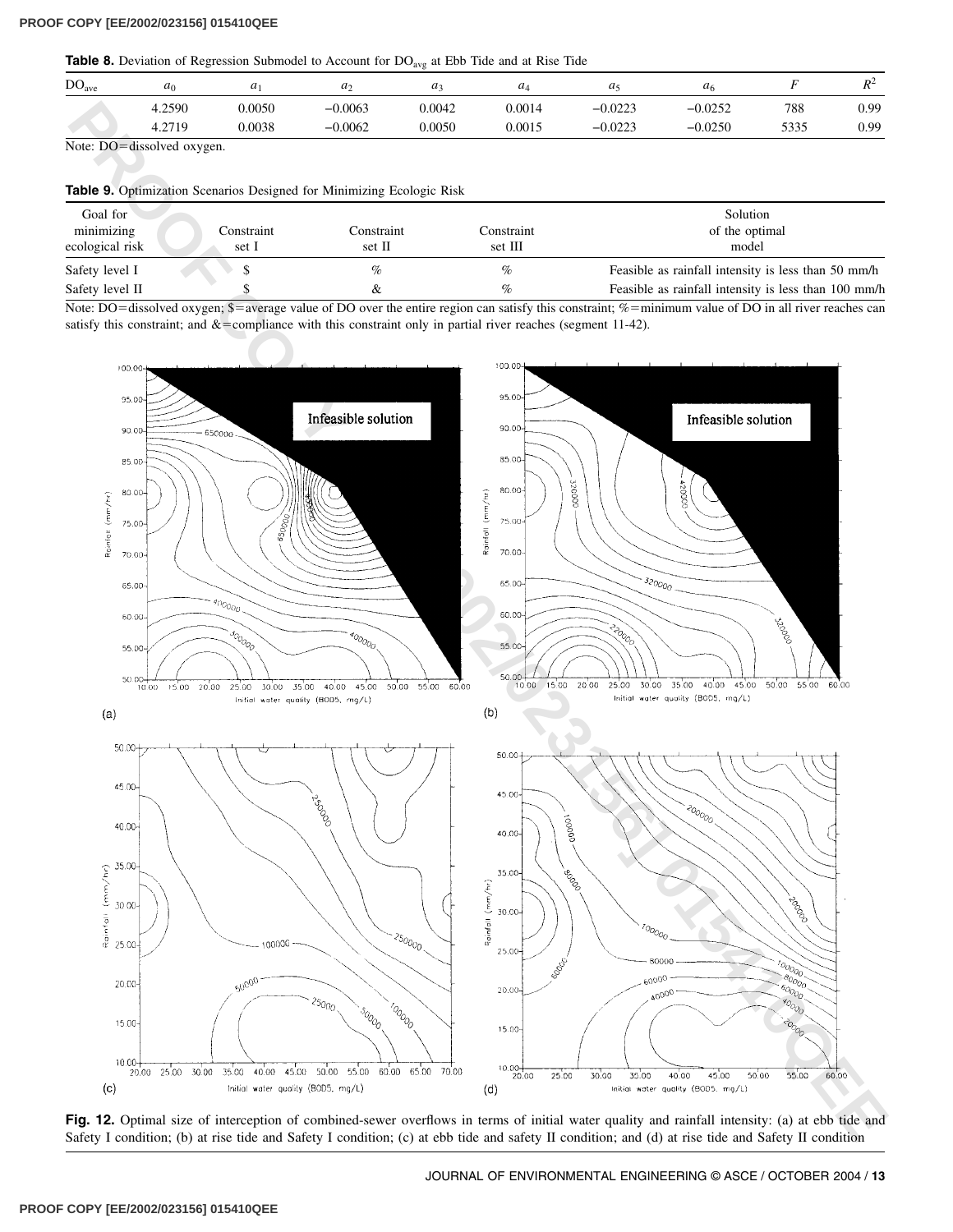**Table 8.** Deviation of Regression Submodel to Account for $DO_{avg}$ at Ebb Tide and at Rise Tide

| $DO_{ave}$ | $a_0$ | $a_1$ | $a_2$ | $a_3$ | $a_4$ | $a_5$ | $a_6$ | $F$ | $R^2$ |
|---|---|---|---|---|---|---|---|---|---|
| | 4.2590 | 0.0050 | −0.0063 | 0.0042 | 0.0014 | −0.0223 | −0.0252 | 788 | 0.99 |
| | 4.2719 | 0.0038 | −0.0062 | 0.0050 | 0.0015 | −0.0223 | −0.0250 | 5335 | 0.99 |

Note: DO=dissolved oxygen.

**Table 9.** Optimization Scenarios Designed for Minimizing Ecologic Risk

| Goal for minimizing ecological risk | Constraint set I | Constraint set II | Constraint set III | Solution of the optimal model |
|---|---|---|---|---|
| Safety level I | $ | % | % | Feasible as rainfall intensity is less than 50 mm/h |
| Safety level II | $ | & | % | Feasible as rainfall intensity is less than 100 mm/h |

Note: DO=dissolved oxygen; $=average value of DO over the entire region can satisfy this constraint; %=minimum value of DO in all river reaches can satisfy this constraint; and &=compliance with this constraint only in partial river reaches (segment 11-42).

**Fig. 12.** Optimal size of interception of combined-sewer overflows in terms of initial water quality and rainfall intensity: (a) at ebb tide and Safety I condition; (b) at rise tide and Safety I condition; (c) at ebb tide and safety II condition; and (d) at rise tide and Safety II condition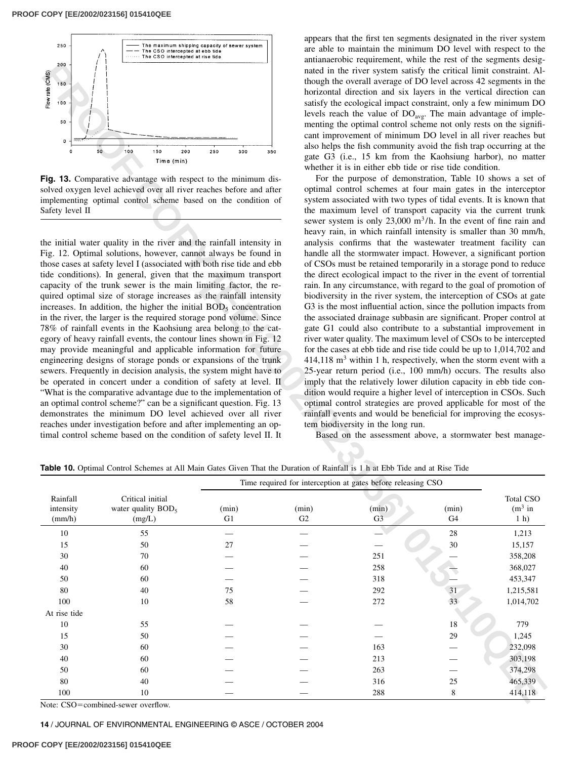**Fig. 13.** Comparative advantage with respect to the minimum dissolved oxygen level achieved over all river reaches before and after implementing optimal control scheme based on the condition of Safety level II

the initial water quality in the river and the rainfall intensity in Fig. 12. Optimal solutions, however, cannot always be found in those cases at safety level I (associated with both rise tide and ebb tide conditions). In general, given that the maximum transport capacity of the trunk sewer is the main limiting factor, the required optimal size of storage increases as the rainfall intensity increases. In addition, the higher the initial $BOD_5$ concentration in the river, the larger is the required storage pond volume. Since 78% of rainfall events in the Kaohsiung area belong to the category of heavy rainfall events, the contour lines shown in Fig. 12 may provide meaningful and applicable information for future engineering designs of storage ponds or expansions of the trunk sewers. Frequently in decision analysis, the system might have to be operated in concert under a condition of safety at level. II "What is the comparative advantage due to the implementation of an optimal control scheme?" can be a significant question. Fig. 13 demonstrates the minimum DO level achieved over all river reaches under investigation before and after implementing an optimal control scheme based on the condition of safety level II. It appears that the first ten segments designated in the river system are able to maintain the minimum DO level with respect to the antianaerobic requirement, while the rest of the segments designated in the river system satisfy the critical limit constraint. Although the overall average of DO level across 42 segments in the horizontal direction and six layers in the vertical direction can satisfy the ecological impact constraint, only a few minimum DO levels reach the value of $DO_{avg}$. The main advantage of implementing the optimal control scheme not only rests on the significant improvement of minimum DO level in all river reaches but also helps the fish community avoid the fish trap occurring at the gate G3 (i.e., 15 km from the Kaohsiung harbor), no matter whether it is in either ebb tide or rise tide condition.

For the purpose of demonstration, Table 10 shows a set of optimal control schemes at four main gates in the interceptor system associated with two types of tidal events. It is known that the maximum level of transport capacity via the current trunk sewer system is only 23,000 $m^3$/h. In the event of fine rain and heavy rain, in which rainfall intensity is smaller than 30 mm/h, analysis confirms that the wastewater treatment facility can handle all the stormwater impact. However, a significant portion of CSOs must be retained temporarily in a storage pond to reduce the direct ecological impact to the river in the event of torrential rain. In any circumstance, with regard to the goal of promotion of biodiversity in the river system, the interception of CSOs at gate G3 is the most influential action, since the pollution impacts from the associated drainage subbasin are significant. Proper control at gate G1 could also contribute to a substantial improvement in river water quality. The maximum level of CSOs to be intercepted for the cases at ebb tide and rise tide could be up to 1,014,702 and 414,118 $m^3$ within 1 h, respectively, when the storm event with a 25-year return period (i.e., 100 mm/h) occurs. The results also imply that the relatively lower dilution capacity in ebb tide condition would require a higher level of interception in CSOs. Such optimal control strategies are proved applicable for most of the rainfall events and would be beneficial for improving the ecosystem biodiversity in the long run.

Based on the assessment above, a stormwater best manage-

**Table 10.** Optimal Control Schemes at All Main Gates Given That the Duration of Rainfall is 1 h at Ebb Tide and at Rise Tide

| Rainfall intensity (mm/h) | Critical initial water quality $BOD_5$ (mg/L) | Time required for interception at gates before releasing CSO (min) G1 | (min) G2 | (min) G3 | (min) G4 | Total CSO ($m^3$ in 1 h) |
|---|---|---|---|---|---|---|
| 10 | 55 | — | — | — | 28 | 1,213 |
| 15 | 50 | 27 | — | — | 30 | 15,157 |
| 30 | 70 | — | — | 251 | — | 358,208 |
| 40 | 60 | — | — | 258 | — | 368,027 |
| 50 | 60 | — | — | 318 | — | 453,347 |
| 80 | 40 | 75 | — | 292 | 31 | 1,215,581 |
| 100 | 10 | 58 | — | 272 | 33 | 1,014,702 |
| At rise tide | | | | | | |
| 10 | 55 | — | — | — | 18 | 779 |
| 15 | 50 | — | — | — | 29 | 1,245 |
| 30 | 60 | — | — | 163 | — | 232,098 |
| 40 | 60 | — | — | 213 | — | 303,198 |
| 50 | 60 | — | — | 263 | — | 374,298 |
| 80 | 40 | — | — | 316 | 25 | 465,339 |
| 100 | 10 | — | — | 288 | 8 | 414,118 |

Note: CSO=combined-sewer overflow.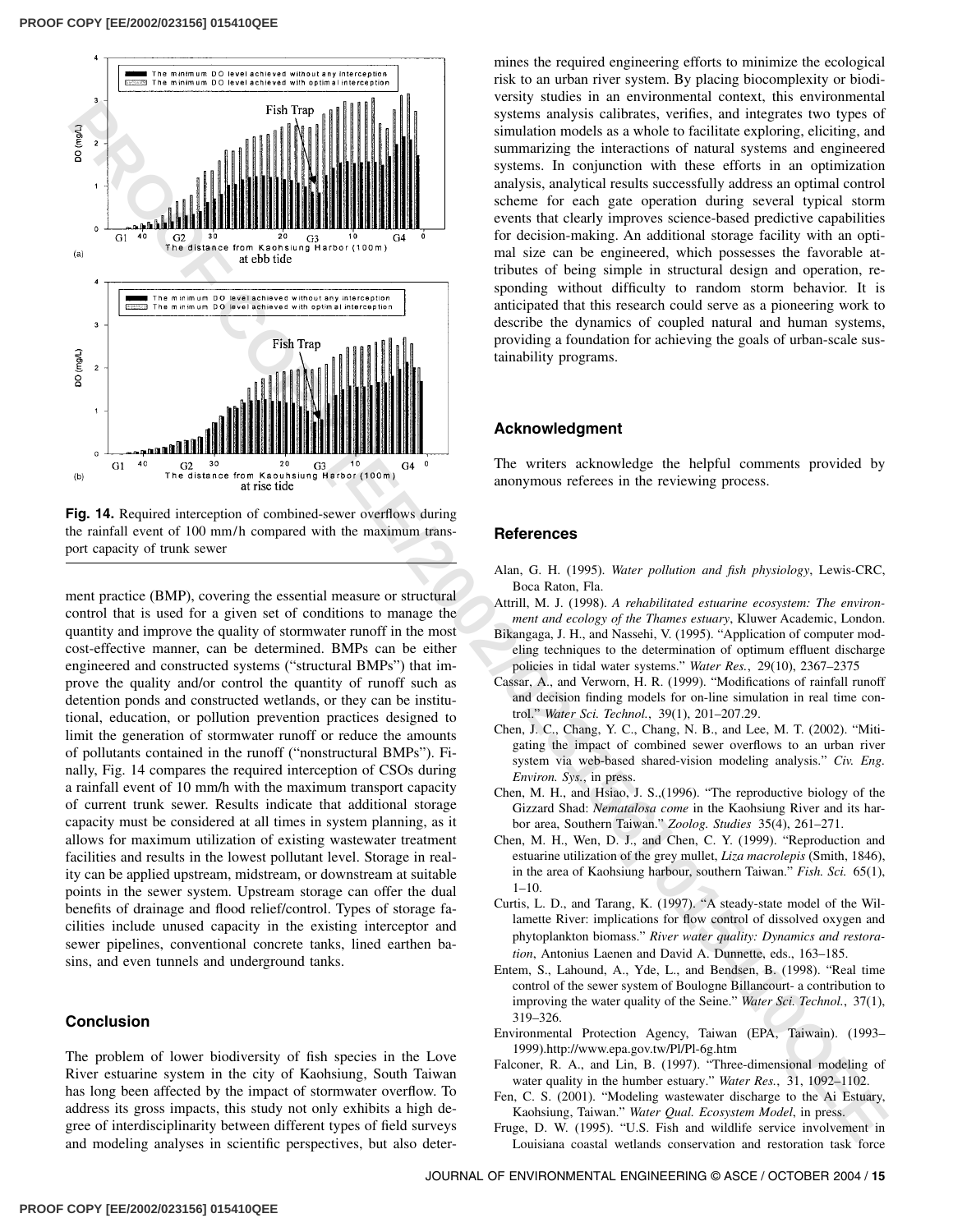The minimum DO level achieved without any interception
The minimum DO level achieved with optimal interception

Fish Trap

DO (mg/L)

G1 40 G2 30 20 G3 10 G4 0

The distance from Kaohsiung Harbor (100m)
at ebb tide

(a)

The minimum DO level achieved without any interception
The minimum DO level achieved with optimal interception

Fish Trap

DO (mg/L)

G1 40 G2 30 20 G3 10 G4 0

The distance from Kaohsiung Harbor (100m)
at rise tide

(b)

**Fig. 14.** Required interception of combined-sewer overflows during the rainfall event of 100 mm/h compared with the maximum transport capacity of trunk sewer

ment practice (BMP), covering the essential measure or structural control that is used for a given set of conditions to manage the quantity and improve the quality of stormwater runoff in the most cost-effective manner, can be determined. BMPs can be either engineered and constructed systems ("structural BMPs") that improve the quality and/or control the quantity of runoff such as detention ponds and constructed wetlands, or they can be institutional, education, or pollution prevention practices designed to limit the generation of stormwater runoff or reduce the amounts of pollutants contained in the runoff ("nonstructural BMPs"). Finally, Fig. 14 compares the required interception of CSOs during a rainfall event of 10 mm/h with the maximum transport capacity of current trunk sewer. Results indicate that additional storage capacity must be considered at all times in system planning, as it allows for maximum utilization of existing wastewater treatment facilities and results in the lowest pollutant level. Storage in reality can be applied upstream, midstream, or downstream at suitable points in the sewer system. Upstream storage can offer the dual benefits of drainage and flood relief/control. Types of storage facilities include unused capacity in the existing interceptor and sewer pipelines, conventional concrete tanks, lined earthen basins, and even tunnels and underground tanks.

## Conclusion

The problem of lower biodiversity of fish species in the Love River estuarine system in the city of Kaohsiung, South Taiwan has long been affected by the impact of stormwater overflow. To address its gross impacts, this study not only exhibits a high degree of interdisciplinarity between different types of field surveys and modeling analyses in scientific perspectives, but also determines the required engineering efforts to minimize the ecological risk to an urban river system. By placing biocomplexity or biodiversity studies in an environmental context, this environmental systems analysis calibrates, verifies, and integrates two types of simulation models as a whole to facilitate exploring, eliciting, and summarizing the interactions of natural systems and engineered systems. In conjunction with these efforts in an optimization analysis, analytical results successfully address an optimal control scheme for each gate operation during several typical storm events that clearly improves science-based predictive capabilities for decision-making. An additional storage facility with an optimal size can be engineered, which possesses the favorable attributes of being simple in structural design and operation, responding without difficulty to random storm behavior. It is anticipated that this research could serve as a pioneering work to describe the dynamics of coupled natural and human systems, providing a foundation for achieving the goals of urban-scale sustainability programs.

## Acknowledgment

The writers acknowledge the helpful comments provided by anonymous referees in the reviewing process.

## References

Alan, G. H. (1995). *Water pollution and fish physiology*, Lewis-CRC, Boca Raton, Fla.

Attrill, M. J. (1998). *A rehabilitated estuarine ecosystem: The environment and ecology of the Thames estuary*, Kluwer Academic, London.

Bikangaga, J. H., and Nassehi, V. (1995). "Application of computer modeling techniques to the determination of optimum effluent discharge policies in tidal water systems." *Water Res.*, 29(10), 2367–2375

Cassar, A., and Verworn, H. R. (1999). "Modifications of rainfall runoff and decision finding models for on-line simulation in real time control." *Water Sci. Technol.*, 39(1), 201–207.29.

Chen, J. C., Chang, Y. C., Chang, N. B., and Lee, M. T. (2002). "Mitigating the impact of combined sewer overflows to an urban river system via web-based shared-vision modeling analysis." *Civ. Eng. Environ. Sys.*, in press.

Chen, M. H., and Hsiao, J. S.,(1996). "The reproductive biology of the Gizzard Shad: *Nematalosa come* in the Kaohsiung River and its harbor area, Southern Taiwan." *Zoolog. Studies* 35(4), 261–271.

Chen, M. H., Wen, D. J., and Chen, C. Y. (1999). "Reproduction and estuarine utilization of the grey mullet, *Liza macrolepis* (Smith, 1846), in the area of Kaohsiung harbour, southern Taiwan." *Fish. Sci.* 65(1), 1–10.

Curtis, L. D., and Tarang, K. (1997). "A steady-state model of the Willamette River: implications for flow control of dissolved oxygen and phytoplankton biomass." *River water quality: Dynamics and restoration*, Antonius Laenen and David A. Dunnette, eds., 163–185.

Entem, S., Lahound, A., Yde, L., and Bendsen, B. (1998). "Real time control of the sewer system of Boulogne Billancourt- a contribution to improving the water quality of the Seine." *Water Sci. Technol.*, 37(1), 319–326.

Environmental Protection Agency, Taiwan (EPA, Taiwan). (1993–1999).http://www.epa.gov.tw/Pl/Pl-6g.htm

Falconer, R. A., and Lin, B. (1997). "Three-dimensional modeling of water quality in the humber estuary." *Water Res.*, 31, 1092–1102.

Fen, C. S. (2001). "Modeling wastewater discharge to the Ai Estuary, Kaohsiung, Taiwan." *Water Qual. Ecosystem Model*, in press.

Fruge, D. W. (1995). "U.S. Fish and wildlife service involvement in Louisiana coastal wetlands conservation and restoration task force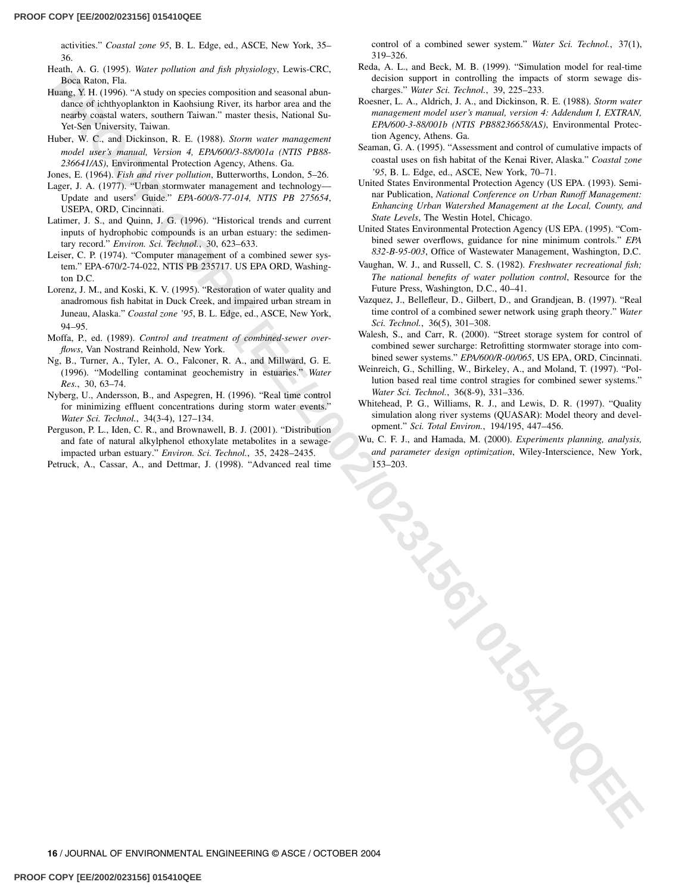activities." *Coastal zone 95*, B. L. Edge, ed., ASCE, New York, 35–36.

Heath, A. G. (1995). *Water pollution and fish physiology*, Lewis-CRC, Boca Raton, Fla.

Huang, Y. H. (1996). "A study on species composition and seasonal abundance of ichthyoplankton in Kaohsiung River, its harbor area and the nearby coastal waters, southern Taiwan." master thesis, National Su-Yet-Sen University, Taiwan.

Huber, W. C., and Dickinson, R. E. (1988). *Storm water management model user's manual, Version 4, EPA/600/3-88/001a (NTIS PB88-236641/AS)*, Environmental Protection Agency, Athens. Ga.

Jones, E. (1964). *Fish and river pollution*, Butterworths, London, 5–26.

Lager, J. A. (1977). "Urban stormwater management and technology—Update and users' Guide." *EPA-600/8-77-014, NTIS PB 275654*, USEPA, ORD, Cincinnati.

Latimer, J. S., and Quinn, J. G. (1996). "Historical trends and current inputs of hydrophobic compounds is an urban estuary: the sedimentary record." *Environ. Sci. Technol.*, 30, 623–633.

Leiser, C. P. (1974). "Computer management of a combined sewer system." EPA-670/2-74-022, NTIS PB 235717. US EPA ORD, Washington D.C.

Lorenz, J. M., and Koski, K. V. (1995). "Restoration of water quality and anadromous fish habitat in Duck Creek, and impaired urban stream in Juneau, Alaska." *Coastal zone '95*, B. L. Edge, ed., ASCE, New York, 94–95.

Moffa, P., ed. (1989). *Control and treatment of combined-sewer overflows*, Van Nostrand Reinhold, New York.

Ng, B., Turner, A., Tyler, A. O., Falconer, R. A., and Millward, G. E. (1996). "Modelling contaminat geochemistry in estuaries." *Water Res.*, 30, 63–74.

Nyberg, U., Andersson, B., and Aspegren, H. (1996). "Real time control for minimizing effluent concentrations during storm water events." *Water Sci. Technol.*, 34(3-4), 127–134.

Perguson, P. L., Iden, C. R., and Brownawell, B. J. (2001). "Distribution and fate of natural alkylphenol ethoxylate metabolites in a sewage-impacted urban estuary." *Environ. Sci. Technol.*, 35, 2428–2435.

Petruck, A., Cassar, A., and Dettmar, J. (1998). "Advanced real time control of a combined sewer system." *Water Sci. Technol.*, 37(1), 319–326.

Reda, A. L., and Beck, M. B. (1999). "Simulation model for real-time decision support in controlling the impacts of storm sewage discharges." *Water Sci. Technol.*, 39, 225–233.

Roesner, L. A., Aldrich, J. A., and Dickinson, R. E. (1988). *Storm water management model user's manual, version 4: Addendum I, EXTRAN, EPA/600-3-88/001b (NTIS PB88236658/AS)*, Environmental Protection Agency, Athens. Ga.

Seaman, G. A. (1995). "Assessment and control of cumulative impacts of coastal uses on fish habitat of the Kenai River, Alaska." *Coastal zone '95*, B. L. Edge, ed., ASCE, New York, 70–71.

United States Environmental Protection Agency (US EPA. (1993). Seminar Publication, *National Conference on Urban Runoff Management: Enhancing Urban Watershed Management at the Local, County, and State Levels*, The Westin Hotel, Chicago.

United States Environmental Protection Agency (US EPA. (1995). "Combined sewer overflows, guidance for nine minimum controls." *EPA 832-B-95-003*, Office of Wastewater Management, Washington, D.C.

Vaughan, W. J., and Russell, C. S. (1982). *Freshwater recreational fish; The national benefits of water pollution control*, Resource for the Future Press, Washington, D.C., 40–41.

Vazquez, J., Bellefleur, D., Gilbert, D., and Grandjean, B. (1997). "Real time control of a combined sewer network using graph theory." *Water Sci. Technol.*, 36(5), 301–308.

Walesh, S., and Carr, R. (2000). "Street storage system for control of combined sewer surcharge: Retrofitting stormwater storage into combined sewer systems." *EPA/600/R-00/065*, US EPA, ORD, Cincinnati.

Weinreich, G., Schilling, W., Birkeley, A., and Moland, T. (1997). "Pollution based real time control stragies for combined sewer systems." *Water Sci. Technol.*, 36(8-9), 331–336.

Whitehead, P. G., Williams, R. J., and Lewis, D. R. (1997). "Quality simulation along river systems (QUASAR): Model theory and development." *Sci. Total Environ.*, 194/195, 447–456.

Wu, C. F. J., and Hamada, M. (2000). *Experiments planning, analysis, and parameter design optimization*, Wiley-Interscience, New York, 153–203.